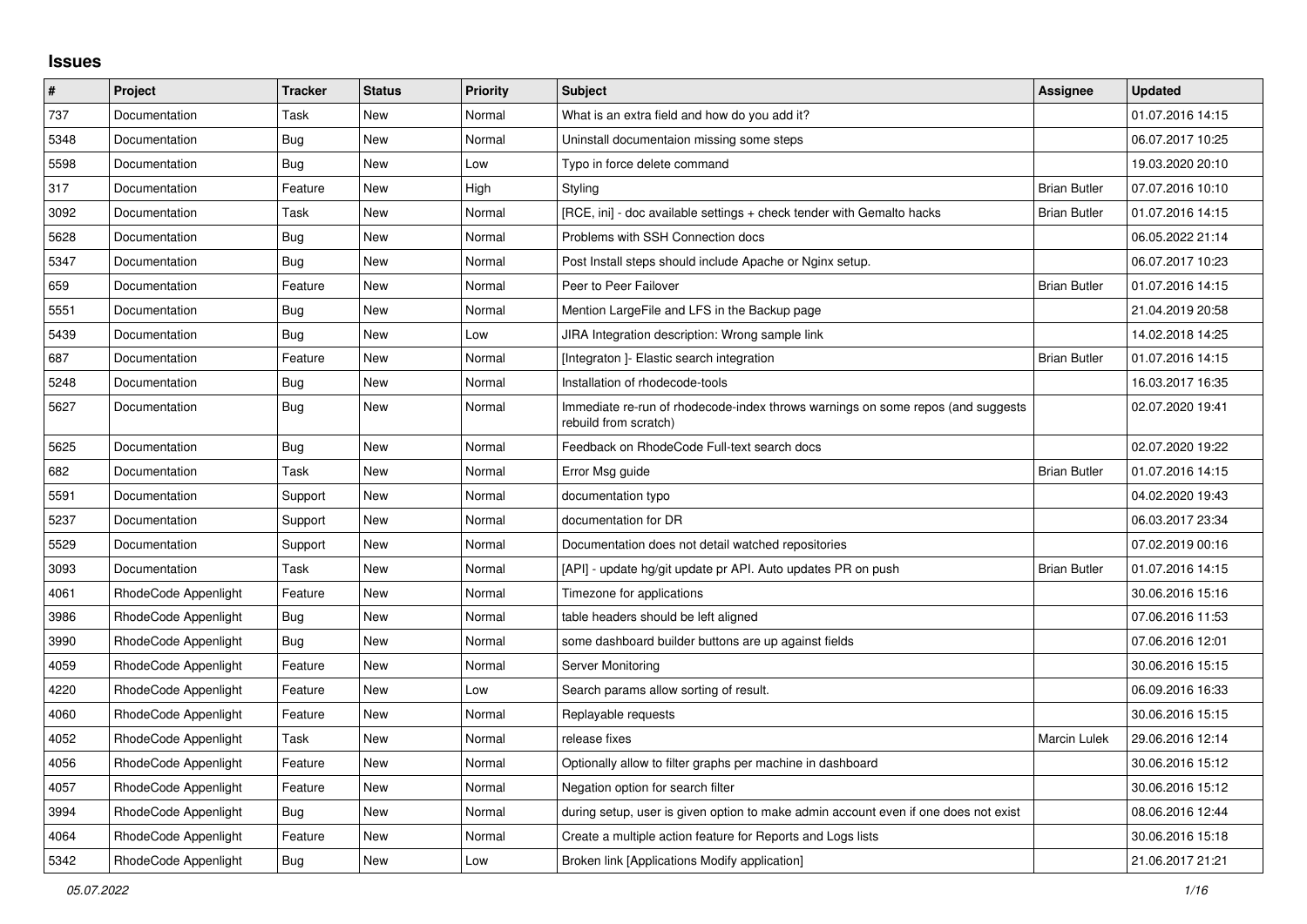# Issues

| # | Project | Tracker | Status | Priority | Subject | Assignee | Updated |
|---|---|---|---|---|---|---|---|
| 737 | Documentation | Task | New | Normal | What is an extra field and how do you add it? | | 01.07.2016 14:15 |
| 5348 | Documentation | Bug | New | Normal | Uninstall documentaion missing some steps | | 06.07.2017 10:25 |
| 5598 | Documentation | Bug | New | Low | Typo in force delete command | | 19.03.2020 20:10 |
| 317 | Documentation | Feature | New | High | Styling | Brian Butler | 07.07.2016 10:10 |
| 3092 | Documentation | Task | New | Normal | [RCE, ini] - doc available settings + check tender with Gemalto hacks | Brian Butler | 01.07.2016 14:15 |
| 5628 | Documentation | Bug | New | Normal | Problems with SSH Connection docs | | 06.05.2022 21:14 |
| 5347 | Documentation | Bug | New | Normal | Post Install steps should include Apache or Nginx setup. | | 06.07.2017 10:23 |
| 659 | Documentation | Feature | New | Normal | Peer to Peer Failover | Brian Butler | 01.07.2016 14:15 |
| 5551 | Documentation | Bug | New | Normal | Mention LargeFile and LFS in the Backup page | | 21.04.2019 20:58 |
| 5439 | Documentation | Bug | New | Low | JIRA Integration description: Wrong sample link | | 14.02.2018 14:25 |
| 687 | Documentation | Feature | New | Normal | [Integraton ]- Elastic search integration | Brian Butler | 01.07.2016 14:15 |
| 5248 | Documentation | Bug | New | Normal | Installation of rhodecode-tools | | 16.03.2017 16:35 |
| 5627 | Documentation | Bug | New | Normal | Immediate re-run of rhodecode-index throws warnings on some repos (and suggests rebuild from scratch) | | 02.07.2020 19:41 |
| 5625 | Documentation | Bug | New | Normal | Feedback on RhodeCode Full-text search docs | | 02.07.2020 19:22 |
| 682 | Documentation | Task | New | Normal | Error Msg guide | Brian Butler | 01.07.2016 14:15 |
| 5591 | Documentation | Support | New | Normal | documentation typo | | 04.02.2020 19:43 |
| 5237 | Documentation | Support | New | Normal | documentation for DR | | 06.03.2017 23:34 |
| 5529 | Documentation | Support | New | Normal | Documentation does not detail watched repositories | | 07.02.2019 00:16 |
| 3093 | Documentation | Task | New | Normal | [API] - update hg/git update pr API. Auto updates PR on push | Brian Butler | 01.07.2016 14:15 |
| 4061 | RhodeCode Appenlight | Feature | New | Normal | Timezone for applications | | 30.06.2016 15:16 |
| 3986 | RhodeCode Appenlight | Bug | New | Normal | table headers should be left aligned | | 07.06.2016 11:53 |
| 3990 | RhodeCode Appenlight | Bug | New | Normal | some dashboard builder buttons are up against fields | | 07.06.2016 12:01 |
| 4059 | RhodeCode Appenlight | Feature | New | Normal | Server Monitoring | | 30.06.2016 15:15 |
| 4220 | RhodeCode Appenlight | Feature | New | Low | Search params allow sorting of result. | | 06.09.2016 16:33 |
| 4060 | RhodeCode Appenlight | Feature | New | Normal | Replayable requests | | 30.06.2016 15:15 |
| 4052 | RhodeCode Appenlight | Task | New | Normal | release fixes | Marcin Lulek | 29.06.2016 12:14 |
| 4056 | RhodeCode Appenlight | Feature | New | Normal | Optionally allow to filter graphs per machine in dashboard | | 30.06.2016 15:12 |
| 4057 | RhodeCode Appenlight | Feature | New | Normal | Negation option for search filter | | 30.06.2016 15:12 |
| 3994 | RhodeCode Appenlight | Bug | New | Normal | during setup, user is given option to make admin account even if one does not exist | | 08.06.2016 12:44 |
| 4064 | RhodeCode Appenlight | Feature | New | Normal | Create a multiple action feature for Reports and Logs lists | | 30.06.2016 15:18 |
| 5342 | RhodeCode Appenlight | Bug | New | Low | Broken link [Applications Modify application] | | 21.06.2017 21:21 |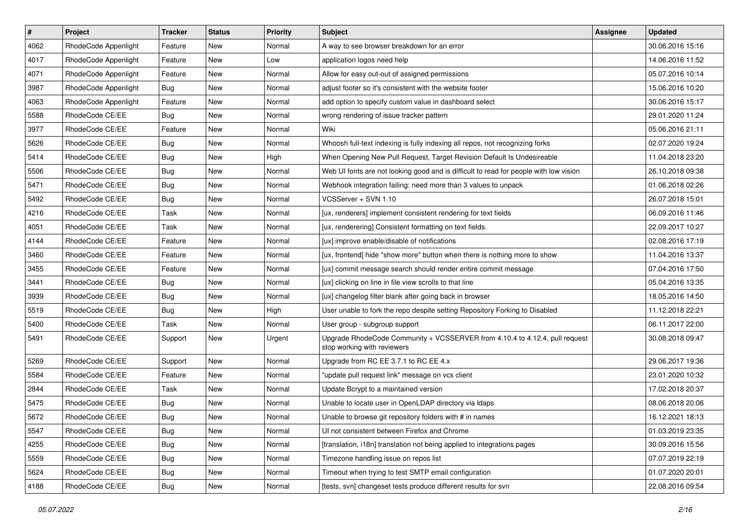| # | Project | Tracker | Status | Priority | Subject | Assignee | Updated |
|---|---|---|---|---|---|---|---|
| 4062 | RhodeCode Appenlight | Feature | New | Normal | A way to see browser breakdown for an error | | 30.06.2016 15:16 |
| 4017 | RhodeCode Appenlight | Feature | New | Low | application logos need help | | 14.06.2016 11:52 |
| 4071 | RhodeCode Appenlight | Feature | New | Normal | Allow for easy out-out of assigned permissions | | 05.07.2016 10:14 |
| 3987 | RhodeCode Appenlight | Bug | New | Normal | adjust footer so it's consistent with the website footer | | 15.06.2016 10:20 |
| 4063 | RhodeCode Appenlight | Feature | New | Normal | add option to specify custom value in dashboard select | | 30.06.2016 15:17 |
| 5588 | RhodeCode CE/EE | Bug | New | Normal | wrong rendering of issue tracker pattern | | 29.01.2020 11:24 |
| 3977 | RhodeCode CE/EE | Feature | New | Normal | Wiki | | 05.06.2016 21:11 |
| 5626 | RhodeCode CE/EE | Bug | New | Normal | Whoosh full-text indexing is fully indexing all repos, not recognizing forks | | 02.07.2020 19:24 |
| 5414 | RhodeCode CE/EE | Bug | New | High | When Opening New Pull Request, Target Revision Default Is Undesireable | | 11.04.2018 23:20 |
| 5506 | RhodeCode CE/EE | Bug | New | Normal | Web UI fonts are not looking good and is difficult to read for people with low vision | | 26.10.2018 09:38 |
| 5471 | RhodeCode CE/EE | Bug | New | Normal | Webhook integration failing: need more than 3 values to unpack | | 01.06.2018 02:26 |
| 5492 | RhodeCode CE/EE | Bug | New | Normal | VCSServer + SVN 1.10 | | 26.07.2018 15:01 |
| 4216 | RhodeCode CE/EE | Task | New | Normal | [ux, renderers] implement consistent rendering for text fields | | 06.09.2016 11:46 |
| 4051 | RhodeCode CE/EE | Task | New | Normal | [ux, renderering] Consistent formatting on text fields. | | 22.09.2017 10:27 |
| 4144 | RhodeCode CE/EE | Feature | New | Normal | [ux] improve enable/disable of notifications | | 02.08.2016 17:19 |
| 3460 | RhodeCode CE/EE | Feature | New | Normal | [ux, frontend] hide "show more" button when there is nothing more to show | | 11.04.2016 13:37 |
| 3455 | RhodeCode CE/EE | Feature | New | Normal | [ux] commit message search should render entire commit message | | 07.04.2016 17:50 |
| 3441 | RhodeCode CE/EE | Bug | New | Normal | [ux] clicking on line in file view scrolls to that line | | 05.04.2016 13:35 |
| 3939 | RhodeCode CE/EE | Bug | New | Normal | [ux] changelog filter blank after going back in browser | | 18.05.2016 14:50 |
| 5519 | RhodeCode CE/EE | Bug | New | High | User unable to fork the repo despite setting Repository Forking to Disabled | | 11.12.2018 22:21 |
| 5400 | RhodeCode CE/EE | Task | New | Normal | User group - subgroup support | | 06.11.2017 22:00 |
| 5491 | RhodeCode CE/EE | Support | New | Urgent | Upgrade RhodeCode Community + VCSSERVER from 4.10.4 to 4.12.4, pull request stop working with reviewers | | 30.08.2018 09:47 |
| 5269 | RhodeCode CE/EE | Support | New | Normal | Upgrade from RC EE 3.7.1 to RC EE 4.x | | 29.06.2017 19:36 |
| 5584 | RhodeCode CE/EE | Feature | New | Normal | "update pull request link" message on vcs client | | 23.01.2020 10:32 |
| 2844 | RhodeCode CE/EE | Task | New | Normal | Update Bcrypt to a maintained version | | 17.02.2018 20:37 |
| 5475 | RhodeCode CE/EE | Bug | New | Normal | Unable to locate user in OpenLDAP directory via ldaps | | 08.06.2018 20:06 |
| 5672 | RhodeCode CE/EE | Bug | New | Normal | Unable to browse git repository folders with # in names | | 16.12.2021 18:13 |
| 5547 | RhodeCode CE/EE | Bug | New | Normal | UI not consistent between Firefox and Chrome | | 01.03.2019 23:35 |
| 4255 | RhodeCode CE/EE | Bug | New | Normal | [translation, i18n] translation not being applied to integrations pages | | 30.09.2016 15:56 |
| 5559 | RhodeCode CE/EE | Bug | New | Normal | Timezone handling issue on repos list | | 07.07.2019 22:19 |
| 5624 | RhodeCode CE/EE | Bug | New | Normal | Timeout when trying to test SMTP email configuration | | 01.07.2020 20:01 |
| 4188 | RhodeCode CE/EE | Bug | New | Normal | [tests, svn] changeset tests produce different results for svn | | 22.08.2016 09:54 |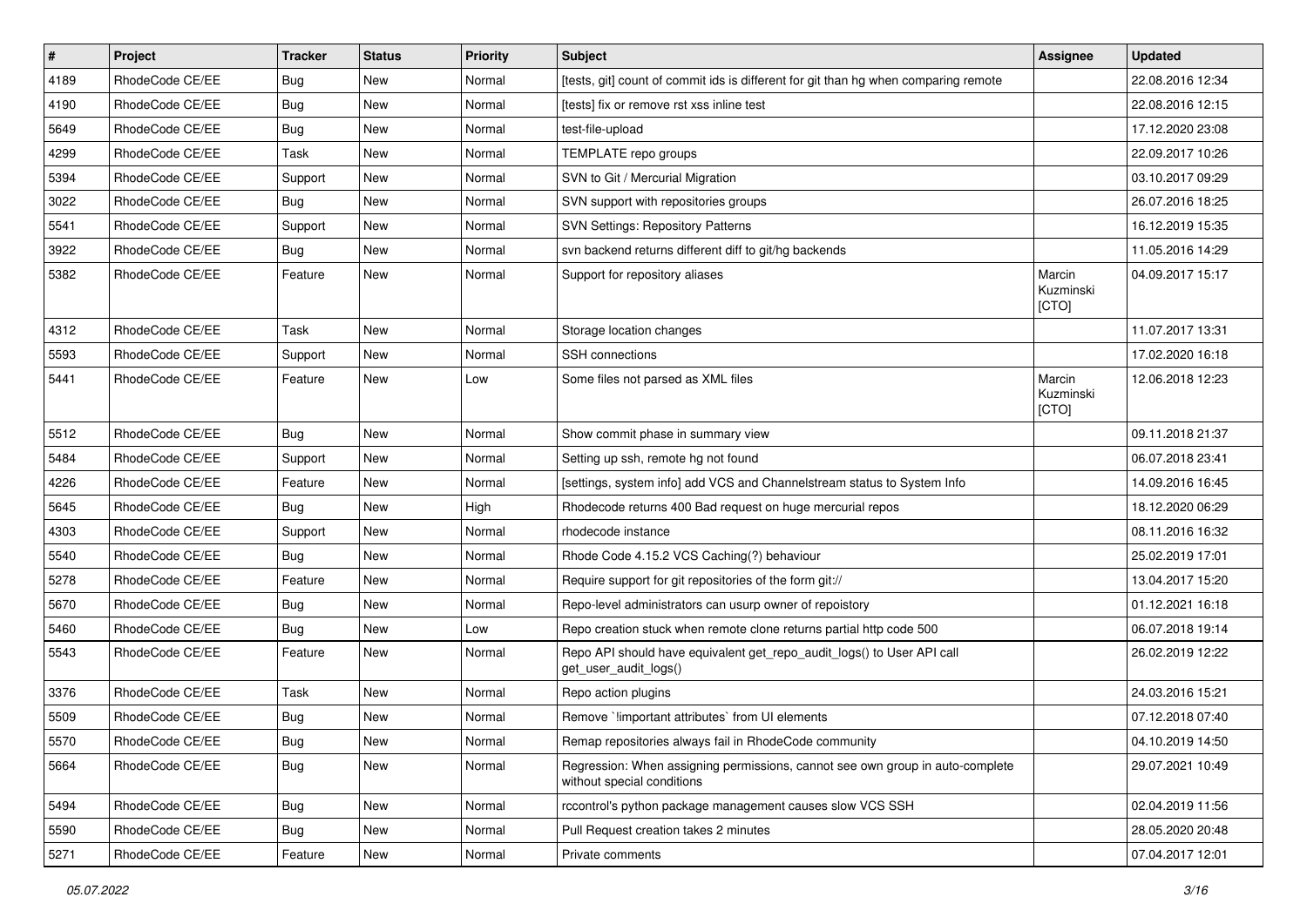| # | Project | Tracker | Status | Priority | Subject | Assignee | Updated |
|---|---|---|---|---|---|---|---|
| 4189 | RhodeCode CE/EE | Bug | New | Normal | [tests, git] count of commit ids is different for git than hg when comparing remote | | 22.08.2016 12:34 |
| 4190 | RhodeCode CE/EE | Bug | New | Normal | [tests] fix or remove rst xss inline test | | 22.08.2016 12:15 |
| 5649 | RhodeCode CE/EE | Bug | New | Normal | test-file-upload | | 17.12.2020 23:08 |
| 4299 | RhodeCode CE/EE | Task | New | Normal | TEMPLATE repo groups | | 22.09.2017 10:26 |
| 5394 | RhodeCode CE/EE | Support | New | Normal | SVN to Git / Mercurial Migration | | 03.10.2017 09:29 |
| 3022 | RhodeCode CE/EE | Bug | New | Normal | SVN support with repositories groups | | 26.07.2016 18:25 |
| 5541 | RhodeCode CE/EE | Support | New | Normal | SVN Settings: Repository Patterns | | 16.12.2019 15:35 |
| 3922 | RhodeCode CE/EE | Bug | New | Normal | svn backend returns different diff to git/hg backends | | 11.05.2016 14:29 |
| 5382 | RhodeCode CE/EE | Feature | New | Normal | Support for repository aliases | Marcin Kuzminski [CTO] | 04.09.2017 15:17 |
| 4312 | RhodeCode CE/EE | Task | New | Normal | Storage location changes | | 11.07.2017 13:31 |
| 5593 | RhodeCode CE/EE | Support | New | Normal | SSH connections | | 17.02.2020 16:18 |
| 5441 | RhodeCode CE/EE | Feature | New | Low | Some files not parsed as XML files | Marcin Kuzminski [CTO] | 12.06.2018 12:23 |
| 5512 | RhodeCode CE/EE | Bug | New | Normal | Show commit phase in summary view | | 09.11.2018 21:37 |
| 5484 | RhodeCode CE/EE | Support | New | Normal | Setting up ssh, remote hg not found | | 06.07.2018 23:41 |
| 4226 | RhodeCode CE/EE | Feature | New | Normal | [settings, system info] add VCS and Channelstream status to System Info | | 14.09.2016 16:45 |
| 5645 | RhodeCode CE/EE | Bug | New | High | Rhodecode returns 400 Bad request on huge mercurial repos | | 18.12.2020 06:29 |
| 4303 | RhodeCode CE/EE | Support | New | Normal | rhodecode instance | | 08.11.2016 16:32 |
| 5540 | RhodeCode CE/EE | Bug | New | Normal | Rhode Code 4.15.2 VCS Caching(?) behaviour | | 25.02.2019 17:01 |
| 5278 | RhodeCode CE/EE | Feature | New | Normal | Require support for git repositories of the form git:// | | 13.04.2017 15:20 |
| 5670 | RhodeCode CE/EE | Bug | New | Normal | Repo-level administrators can usurp owner of repoistory | | 01.12.2021 16:18 |
| 5460 | RhodeCode CE/EE | Bug | New | Low | Repo creation stuck when remote clone returns partial http code 500 | | 06.07.2018 19:14 |
| 5543 | RhodeCode CE/EE | Feature | New | Normal | Repo API should have equivalent get_repo_audit_logs() to User API call get_user_audit_logs() | | 26.02.2019 12:22 |
| 3376 | RhodeCode CE/EE | Task | New | Normal | Repo action plugins | | 24.03.2016 15:21 |
| 5509 | RhodeCode CE/EE | Bug | New | Normal | Remove `!important attributes` from UI elements | | 07.12.2018 07:40 |
| 5570 | RhodeCode CE/EE | Bug | New | Normal | Remap repositories always fail in RhodeCode community | | 04.10.2019 14:50 |
| 5664 | RhodeCode CE/EE | Bug | New | Normal | Regression: When assigning permissions, cannot see own group in auto-complete without special conditions | | 29.07.2021 10:49 |
| 5494 | RhodeCode CE/EE | Bug | New | Normal | rccontrol's python package management causes slow VCS SSH | | 02.04.2019 11:56 |
| 5590 | RhodeCode CE/EE | Bug | New | Normal | Pull Request creation takes 2 minutes | | 28.05.2020 20:48 |
| 5271 | RhodeCode CE/EE | Feature | New | Normal | Private comments | | 07.04.2017 12:01 |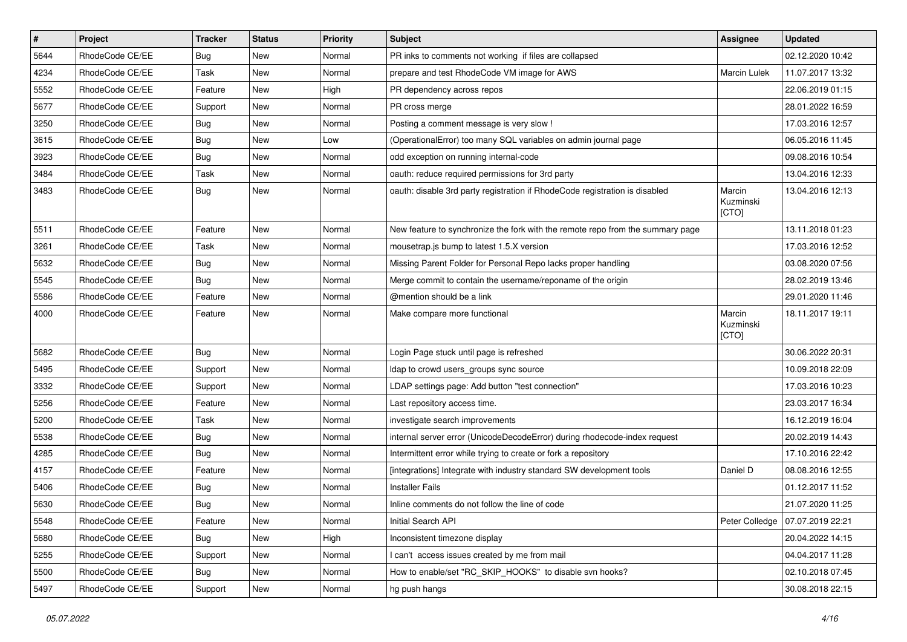| # | Project | Tracker | Status | Priority | Subject | Assignee | Updated |
|---|---|---|---|---|---|---|---|
| 5644 | RhodeCode CE/EE | Bug | New | Normal | PR inks to comments not working if files are collapsed | | 02.12.2020 10:42 |
| 4234 | RhodeCode CE/EE | Task | New | Normal | prepare and test RhodeCode VM image for AWS | Marcin Lulek | 11.07.2017 13:32 |
| 5552 | RhodeCode CE/EE | Feature | New | High | PR dependency across repos | | 22.06.2019 01:15 |
| 5677 | RhodeCode CE/EE | Support | New | Normal | PR cross merge | | 28.01.2022 16:59 |
| 3250 | RhodeCode CE/EE | Bug | New | Normal | Posting a comment message is very slow ! | | 17.03.2016 12:57 |
| 3615 | RhodeCode CE/EE | Bug | New | Low | (OperationalError) too many SQL variables on admin journal page | | 06.05.2016 11:45 |
| 3923 | RhodeCode CE/EE | Bug | New | Normal | odd exception on running internal-code | | 09.08.2016 10:54 |
| 3484 | RhodeCode CE/EE | Task | New | Normal | oauth: reduce required permissions for 3rd party | | 13.04.2016 12:33 |
| 3483 | RhodeCode CE/EE | Bug | New | Normal | oauth: disable 3rd party registration if RhodeCode registration is disabled | Marcin Kuzminski [CTO] | 13.04.2016 12:13 |
| 5511 | RhodeCode CE/EE | Feature | New | Normal | New feature to synchronize the fork with the remote repo from the summary page | | 13.11.2018 01:23 |
| 3261 | RhodeCode CE/EE | Task | New | Normal | mousetrap.js bump to latest 1.5.X version | | 17.03.2016 12:52 |
| 5632 | RhodeCode CE/EE | Bug | New | Normal | Missing Parent Folder for Personal Repo lacks proper handling | | 03.08.2020 07:56 |
| 5545 | RhodeCode CE/EE | Bug | New | Normal | Merge commit to contain the username/reponame of the origin | | 28.02.2019 13:46 |
| 5586 | RhodeCode CE/EE | Feature | New | Normal | @mention should be a link | | 29.01.2020 11:46 |
| 4000 | RhodeCode CE/EE | Feature | New | Normal | Make compare more functional | Marcin Kuzminski [CTO] | 18.11.2017 19:11 |
| 5682 | RhodeCode CE/EE | Bug | New | Normal | Login Page stuck until page is refreshed | | 30.06.2022 20:31 |
| 5495 | RhodeCode CE/EE | Support | New | Normal | ldap to crowd users_groups sync source | | 10.09.2018 22:09 |
| 3332 | RhodeCode CE/EE | Support | New | Normal | LDAP settings page: Add button "test connection" | | 17.03.2016 10:23 |
| 5256 | RhodeCode CE/EE | Feature | New | Normal | Last repository access time. | | 23.03.2017 16:34 |
| 5200 | RhodeCode CE/EE | Task | New | Normal | investigate search improvements | | 16.12.2019 16:04 |
| 5538 | RhodeCode CE/EE | Bug | New | Normal | internal server error (UnicodeDecodeError) during rhodecode-index request | | 20.02.2019 14:43 |
| 4285 | RhodeCode CE/EE | Bug | New | Normal | Intermittent error while trying to create or fork a repository | | 17.10.2016 22:42 |
| 4157 | RhodeCode CE/EE | Feature | New | Normal | [integrations] Integrate with industry standard SW development tools | Daniel D | 08.08.2016 12:55 |
| 5406 | RhodeCode CE/EE | Bug | New | Normal | Installer Fails | | 01.12.2017 11:52 |
| 5630 | RhodeCode CE/EE | Bug | New | Normal | Inline comments do not follow the line of code | | 21.07.2020 11:25 |
| 5548 | RhodeCode CE/EE | Feature | New | Normal | Initial Search API | Peter Colledge | 07.07.2019 22:21 |
| 5680 | RhodeCode CE/EE | Bug | New | High | Inconsistent timezone display | | 20.04.2022 14:15 |
| 5255 | RhodeCode CE/EE | Support | New | Normal | I can't access issues created by me from mail | | 04.04.2017 11:28 |
| 5500 | RhodeCode CE/EE | Bug | New | Normal | How to enable/set "RC_SKIP_HOOKS" to disable svn hooks? | | 02.10.2018 07:45 |
| 5497 | RhodeCode CE/EE | Support | New | Normal | hg push hangs | | 30.08.2018 22:15 |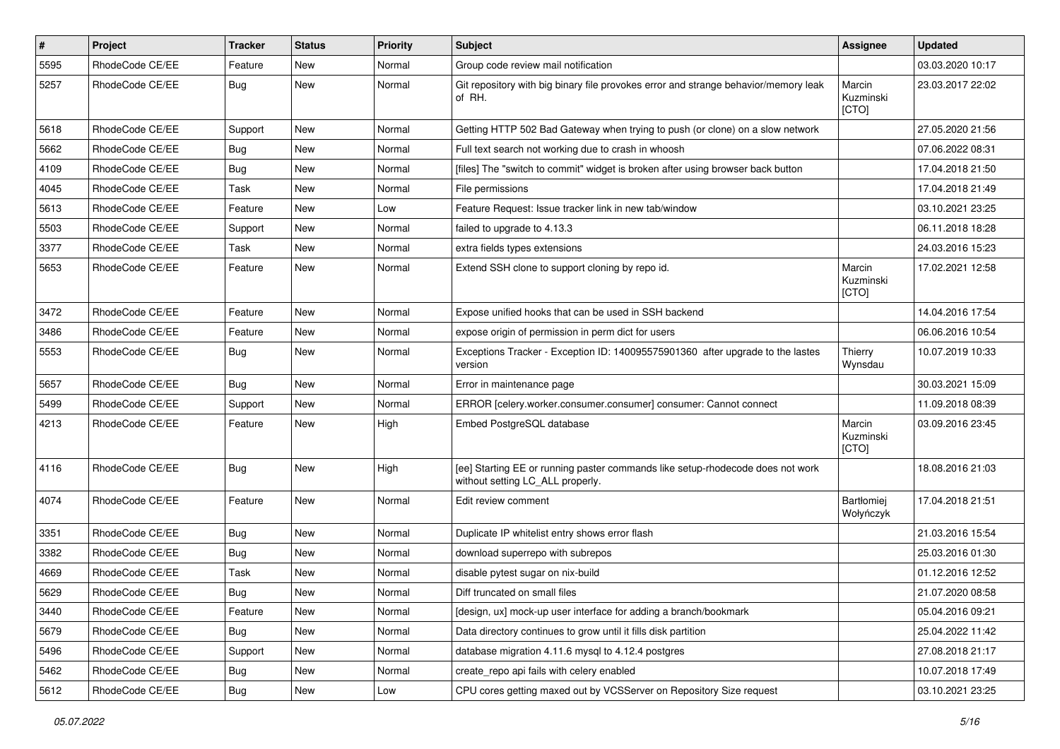| # | Project | Tracker | Status | Priority | Subject | Assignee | Updated |
|---|---|---|---|---|---|---|---|
| 5595 | RhodeCode CE/EE | Feature | New | Normal | Group code review mail notification | | 03.03.2020 10:17 |
| 5257 | RhodeCode CE/EE | Bug | New | Normal | Git repository with big binary file provokes error and strange behavior/memory leak of RH. | Marcin Kuzminski [CTO] | 23.03.2017 22:02 |
| 5618 | RhodeCode CE/EE | Support | New | Normal | Getting HTTP 502 Bad Gateway when trying to push (or clone) on a slow network | | 27.05.2020 21:56 |
| 5662 | RhodeCode CE/EE | Bug | New | Normal | Full text search not working due to crash in whoosh | | 07.06.2022 08:31 |
| 4109 | RhodeCode CE/EE | Bug | New | Normal | [files] The "switch to commit" widget is broken after using browser back button | | 17.04.2018 21:50 |
| 4045 | RhodeCode CE/EE | Task | New | Normal | File permissions | | 17.04.2018 21:49 |
| 5613 | RhodeCode CE/EE | Feature | New | Low | Feature Request: Issue tracker link in new tab/window | | 03.10.2021 23:25 |
| 5503 | RhodeCode CE/EE | Support | New | Normal | failed to upgrade to 4.13.3 | | 06.11.2018 18:28 |
| 3377 | RhodeCode CE/EE | Task | New | Normal | extra fields types extensions | | 24.03.2016 15:23 |
| 5653 | RhodeCode CE/EE | Feature | New | Normal | Extend SSH clone to support cloning by repo id. | Marcin Kuzminski [CTO] | 17.02.2021 12:58 |
| 3472 | RhodeCode CE/EE | Feature | New | Normal | Expose unified hooks that can be used in SSH backend | | 14.04.2016 17:54 |
| 3486 | RhodeCode CE/EE | Feature | New | Normal | expose origin of permission in perm dict for users | | 06.06.2016 10:54 |
| 5553 | RhodeCode CE/EE | Bug | New | Normal | Exceptions Tracker - Exception ID: 140095575901360 after upgrade to the lastes version | Thierry Wynsdau | 10.07.2019 10:33 |
| 5657 | RhodeCode CE/EE | Bug | New | Normal | Error in maintenance page | | 30.03.2021 15:09 |
| 5499 | RhodeCode CE/EE | Support | New | Normal | ERROR [celery.worker.consumer.consumer] consumer: Cannot connect | | 11.09.2018 08:39 |
| 4213 | RhodeCode CE/EE | Feature | New | High | Embed PostgreSQL database | Marcin Kuzminski [CTO] | 03.09.2016 23:45 |
| 4116 | RhodeCode CE/EE | Bug | New | High | [ee] Starting EE or running paster commands like setup-rhodecode does not work without setting LC_ALL properly. | | 18.08.2016 21:03 |
| 4074 | RhodeCode CE/EE | Feature | New | Normal | Edit review comment | Bartłomiej Wołyńczyk | 17.04.2018 21:51 |
| 3351 | RhodeCode CE/EE | Bug | New | Normal | Duplicate IP whitelist entry shows error flash | | 21.03.2016 15:54 |
| 3382 | RhodeCode CE/EE | Bug | New | Normal | download superrepo with subrepos | | 25.03.2016 01:30 |
| 4669 | RhodeCode CE/EE | Task | New | Normal | disable pytest sugar on nix-build | | 01.12.2016 12:52 |
| 5629 | RhodeCode CE/EE | Bug | New | Normal | Diff truncated on small files | | 21.07.2020 08:58 |
| 3440 | RhodeCode CE/EE | Feature | New | Normal | [design, ux] mock-up user interface for adding a branch/bookmark | | 05.04.2016 09:21 |
| 5679 | RhodeCode CE/EE | Bug | New | Normal | Data directory continues to grow until it fills disk partition | | 25.04.2022 11:42 |
| 5496 | RhodeCode CE/EE | Support | New | Normal | database migration 4.11.6 mysql to 4.12.4 postgres | | 27.08.2018 21:17 |
| 5462 | RhodeCode CE/EE | Bug | New | Normal | create_repo api fails with celery enabled | | 10.07.2018 17:49 |
| 5612 | RhodeCode CE/EE | Bug | New | Low | CPU cores getting maxed out by VCSServer on Repository Size request | | 03.10.2021 23:25 |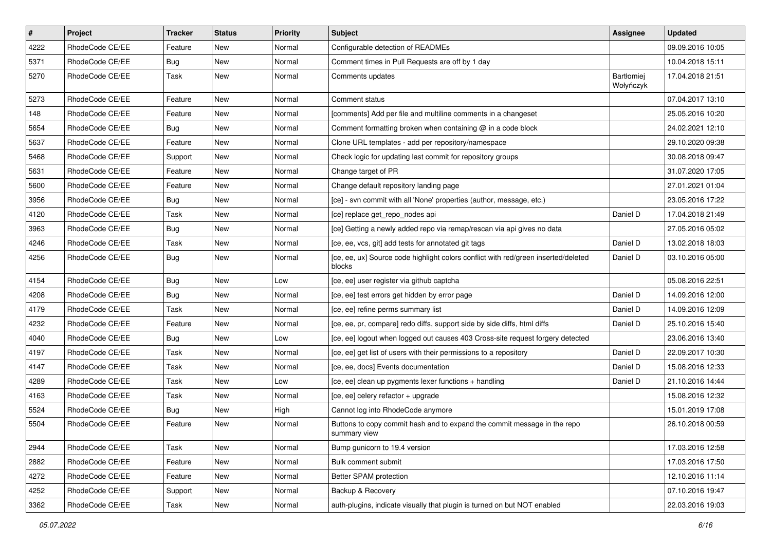| # | Project | Tracker | Status | Priority | Subject | Assignee | Updated |
| --- | --- | --- | --- | --- | --- | --- | --- |
| 4222 | RhodeCode CE/EE | Feature | New | Normal | Configurable detection of READMEs | | 09.09.2016 10:05 |
| 5371 | RhodeCode CE/EE | Bug | New | Normal | Comment times in Pull Requests are off by 1 day | | 10.04.2018 15:11 |
| 5270 | RhodeCode CE/EE | Task | New | Normal | Comments updates | Bartłomiej Wołyńczyk | 17.04.2018 21:51 |
| 5273 | RhodeCode CE/EE | Feature | New | Normal | Comment status | | 07.04.2017 13:10 |
| 148 | RhodeCode CE/EE | Feature | New | Normal | [comments] Add per file and multiline comments in a changeset | | 25.05.2016 10:20 |
| 5654 | RhodeCode CE/EE | Bug | New | Normal | Comment formatting broken when containing @ in a code block | | 24.02.2021 12:10 |
| 5637 | RhodeCode CE/EE | Feature | New | Normal | Clone URL templates - add per repository/namespace | | 29.10.2020 09:38 |
| 5468 | RhodeCode CE/EE | Support | New | Normal | Check logic for updating last commit for repository groups | | 30.08.2018 09:47 |
| 5631 | RhodeCode CE/EE | Feature | New | Normal | Change target of PR | | 31.07.2020 17:05 |
| 5600 | RhodeCode CE/EE | Feature | New | Normal | Change default repository landing page | | 27.01.2021 01:04 |
| 3956 | RhodeCode CE/EE | Bug | New | Normal | [ce] - svn commit with all 'None' properties (author, message, etc.) | | 23.05.2016 17:22 |
| 4120 | RhodeCode CE/EE | Task | New | Normal | [ce] replace get_repo_nodes api | Daniel D | 17.04.2018 21:49 |
| 3963 | RhodeCode CE/EE | Bug | New | Normal | [ce] Getting a newly added repo via remap/rescan via api gives no data | | 27.05.2016 05:02 |
| 4246 | RhodeCode CE/EE | Task | New | Normal | [ce, ee, vcs, git] add tests for annotated git tags | Daniel D | 13.02.2018 18:03 |
| 4256 | RhodeCode CE/EE | Bug | New | Normal | [ce, ee, ux] Source code highlight colors conflict with red/green inserted/deleted blocks | Daniel D | 03.10.2016 05:00 |
| 4154 | RhodeCode CE/EE | Bug | New | Low | [ce, ee] user register via github captcha | | 05.08.2016 22:51 |
| 4208 | RhodeCode CE/EE | Bug | New | Normal | [ce, ee] test errors get hidden by error page | Daniel D | 14.09.2016 12:00 |
| 4179 | RhodeCode CE/EE | Task | New | Normal | [ce, ee] refine perms summary list | Daniel D | 14.09.2016 12:09 |
| 4232 | RhodeCode CE/EE | Feature | New | Normal | [ce, ee, pr, compare] redo diffs, support side by side diffs, html diffs | Daniel D | 25.10.2016 15:40 |
| 4040 | RhodeCode CE/EE | Bug | New | Low | [ce, ee] logout when logged out causes 403 Cross-site request forgery detected | | 23.06.2016 13:40 |
| 4197 | RhodeCode CE/EE | Task | New | Normal | [ce, ee] get list of users with their permissions to a repository | Daniel D | 22.09.2017 10:30 |
| 4147 | RhodeCode CE/EE | Task | New | Normal | [ce, ee, docs] Events documentation | Daniel D | 15.08.2016 12:33 |
| 4289 | RhodeCode CE/EE | Task | New | Low | [ce, ee] clean up pygments lexer functions + handling | Daniel D | 21.10.2016 14:44 |
| 4163 | RhodeCode CE/EE | Task | New | Normal | [ce, ee] celery refactor + upgrade | | 15.08.2016 12:32 |
| 5524 | RhodeCode CE/EE | Bug | New | High | Cannot log into RhodeCode anymore | | 15.01.2019 17:08 |
| 5504 | RhodeCode CE/EE | Feature | New | Normal | Buttons to copy commit hash and to expand the commit message in the repo summary view | | 26.10.2018 00:59 |
| 2944 | RhodeCode CE/EE | Task | New | Normal | Bump gunicorn to 19.4 version | | 17.03.2016 12:58 |
| 2882 | RhodeCode CE/EE | Feature | New | Normal | Bulk comment submit | | 17.03.2016 17:50 |
| 4272 | RhodeCode CE/EE | Feature | New | Normal | Better SPAM protection | | 12.10.2016 11:14 |
| 4252 | RhodeCode CE/EE | Support | New | Normal | Backup & Recovery | | 07.10.2016 19:47 |
| 3362 | RhodeCode CE/EE | Task | New | Normal | auth-plugins, indicate visually that plugin is turned on but NOT enabled | | 22.03.2016 19:03 |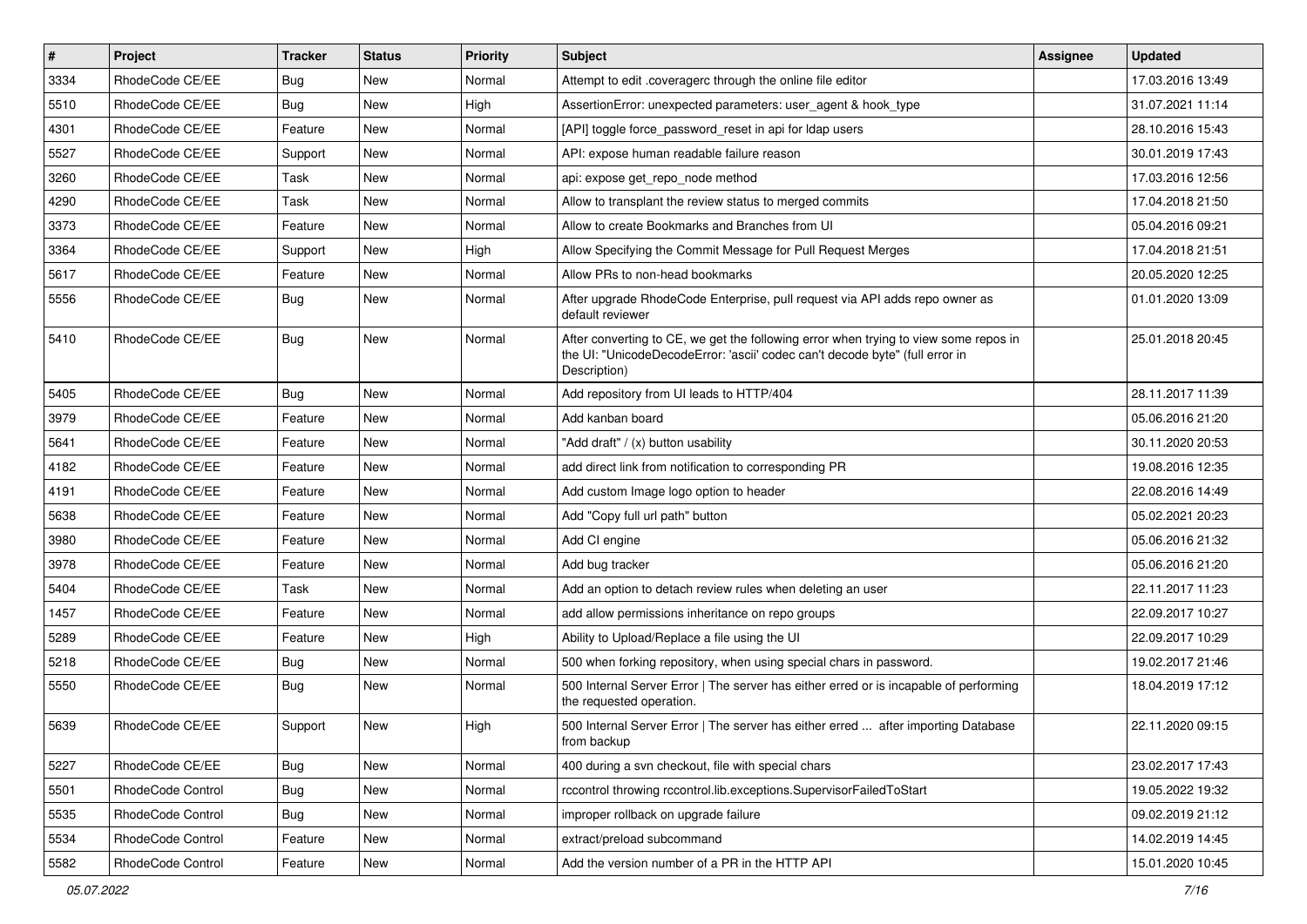| # | Project | Tracker | Status | Priority | Subject | Assignee | Updated |
|---|---|---|---|---|---|---|---|
| 3334 | RhodeCode CE/EE | Bug | New | Normal | Attempt to edit .coveragerc through the online file editor | | 17.03.2016 13:49 |
| 5510 | RhodeCode CE/EE | Bug | New | High | AssertionError: unexpected parameters: user_agent & hook_type | | 31.07.2021 11:14 |
| 4301 | RhodeCode CE/EE | Feature | New | Normal | [API] toggle force_password_reset in api for ldap users | | 28.10.2016 15:43 |
| 5527 | RhodeCode CE/EE | Support | New | Normal | API: expose human readable failure reason | | 30.01.2019 17:43 |
| 3260 | RhodeCode CE/EE | Task | New | Normal | api: expose get_repo_node method | | 17.03.2016 12:56 |
| 4290 | RhodeCode CE/EE | Task | New | Normal | Allow to transplant the review status to merged commits | | 17.04.2018 21:50 |
| 3373 | RhodeCode CE/EE | Feature | New | Normal | Allow to create Bookmarks and Branches from UI | | 05.04.2016 09:21 |
| 3364 | RhodeCode CE/EE | Support | New | High | Allow Specifying the Commit Message for Pull Request Merges | | 17.04.2018 21:51 |
| 5617 | RhodeCode CE/EE | Feature | New | Normal | Allow PRs to non-head bookmarks | | 20.05.2020 12:25 |
| 5556 | RhodeCode CE/EE | Bug | New | Normal | After upgrade RhodeCode Enterprise, pull request via API adds repo owner as default reviewer | | 01.01.2020 13:09 |
| 5410 | RhodeCode CE/EE | Bug | New | Normal | After converting to CE, we get the following error when trying to view some repos in the UI: "UnicodeDecodeError: 'ascii' codec can't decode byte" (full error in Description) | | 25.01.2018 20:45 |
| 5405 | RhodeCode CE/EE | Bug | New | Normal | Add repository from UI leads to HTTP/404 | | 28.11.2017 11:39 |
| 3979 | RhodeCode CE/EE | Feature | New | Normal | Add kanban board | | 05.06.2016 21:20 |
| 5641 | RhodeCode CE/EE | Feature | New | Normal | "Add draft" / (x) button usability | | 30.11.2020 20:53 |
| 4182 | RhodeCode CE/EE | Feature | New | Normal | add direct link from notification to corresponding PR | | 19.08.2016 12:35 |
| 4191 | RhodeCode CE/EE | Feature | New | Normal | Add custom Image logo option to header | | 22.08.2016 14:49 |
| 5638 | RhodeCode CE/EE | Feature | New | Normal | Add "Copy full url path" button | | 05.02.2021 20:23 |
| 3980 | RhodeCode CE/EE | Feature | New | Normal | Add CI engine | | 05.06.2016 21:32 |
| 3978 | RhodeCode CE/EE | Feature | New | Normal | Add bug tracker | | 05.06.2016 21:20 |
| 5404 | RhodeCode CE/EE | Task | New | Normal | Add an option to detach review rules when deleting an user | | 22.11.2017 11:23 |
| 1457 | RhodeCode CE/EE | Feature | New | Normal | add allow permissions inheritance on repo groups | | 22.09.2017 10:27 |
| 5289 | RhodeCode CE/EE | Feature | New | High | Ability to Upload/Replace a file using the UI | | 22.09.2017 10:29 |
| 5218 | RhodeCode CE/EE | Bug | New | Normal | 500 when forking repository, when using special chars in password. | | 19.02.2017 21:46 |
| 5550 | RhodeCode CE/EE | Bug | New | Normal | 500 Internal Server Error \| The server has either erred or is incapable of performing the requested operation. | | 18.04.2019 17:12 |
| 5639 | RhodeCode CE/EE | Support | New | High | 500 Internal Server Error \| The server has either erred ... after importing Database from backup | | 22.11.2020 09:15 |
| 5227 | RhodeCode CE/EE | Bug | New | Normal | 400 during a svn checkout, file with special chars | | 23.02.2017 17:43 |
| 5501 | RhodeCode Control | Bug | New | Normal | rccontrol throwing rccontrol.lib.exceptions.SupervisorFailedToStart | | 19.05.2022 19:32 |
| 5535 | RhodeCode Control | Bug | New | Normal | improper rollback on upgrade failure | | 09.02.2019 21:12 |
| 5534 | RhodeCode Control | Feature | New | Normal | extract/preload subcommand | | 14.02.2019 14:45 |
| 5582 | RhodeCode Control | Feature | New | Normal | Add the version number of a PR in the HTTP API | | 15.01.2020 10:45 |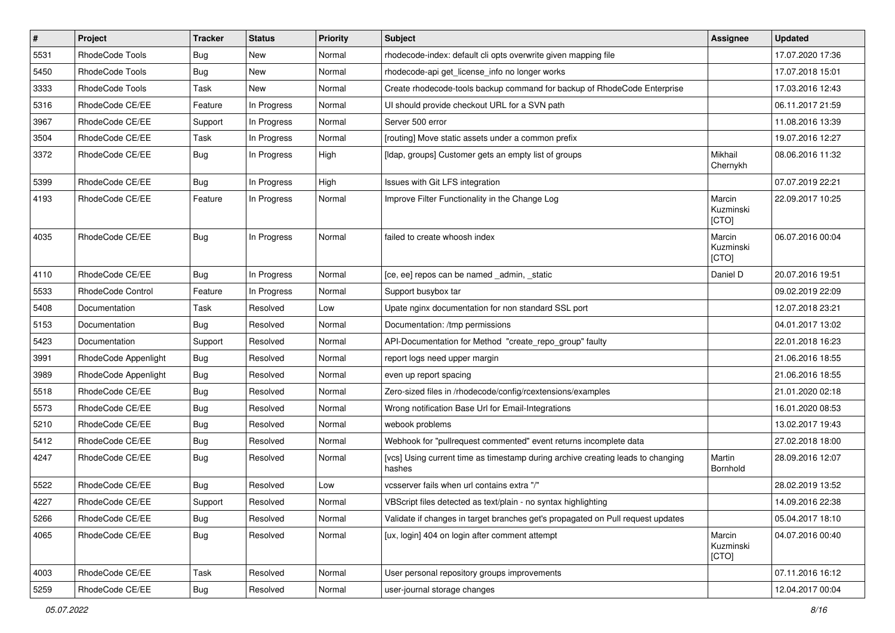| # | Project | Tracker | Status | Priority | Subject | Assignee | Updated |
|---|---|---|---|---|---|---|---|
| 5531 | RhodeCode Tools | Bug | New | Normal | rhodecode-index: default cli opts overwrite given mapping file | | 17.07.2020 17:36 |
| 5450 | RhodeCode Tools | Bug | New | Normal | rhodecode-api get_license_info no longer works | | 17.07.2018 15:01 |
| 3333 | RhodeCode Tools | Task | New | Normal | Create rhodecode-tools backup command for backup of RhodeCode Enterprise | | 17.03.2016 12:43 |
| 5316 | RhodeCode CE/EE | Feature | In Progress | Normal | UI should provide checkout URL for a SVN path | | 06.11.2017 21:59 |
| 3967 | RhodeCode CE/EE | Support | In Progress | Normal | Server 500 error | | 11.08.2016 13:39 |
| 3504 | RhodeCode CE/EE | Task | In Progress | Normal | [routing] Move static assets under a common prefix | | 19.07.2016 12:27 |
| 3372 | RhodeCode CE/EE | Bug | In Progress | High | [ldap, groups] Customer gets an empty list of groups | Mikhail Chernykh | 08.06.2016 11:32 |
| 5399 | RhodeCode CE/EE | Bug | In Progress | High | Issues with Git LFS integration | | 07.07.2019 22:21 |
| 4193 | RhodeCode CE/EE | Feature | In Progress | Normal | Improve Filter Functionality in the Change Log | Marcin Kuzminski [CTO] | 22.09.2017 10:25 |
| 4035 | RhodeCode CE/EE | Bug | In Progress | Normal | failed to create whoosh index | Marcin Kuzminski [CTO] | 06.07.2016 00:04 |
| 4110 | RhodeCode CE/EE | Bug | In Progress | Normal | [ce, ee] repos can be named _admin, _static | Daniel D | 20.07.2016 19:51 |
| 5533 | RhodeCode Control | Feature | In Progress | Normal | Support busybox tar | | 09.02.2019 22:09 |
| 5408 | Documentation | Task | Resolved | Low | Upate nginx documentation for non standard SSL port | | 12.07.2018 23:21 |
| 5153 | Documentation | Bug | Resolved | Normal | Documentation: /tmp permissions | | 04.01.2017 13:02 |
| 5423 | Documentation | Support | Resolved | Normal | API-Documentation for Method "create_repo_group" faulty | | 22.01.2018 16:23 |
| 3991 | RhodeCode Appenlight | Bug | Resolved | Normal | report logs need upper margin | | 21.06.2016 18:55 |
| 3989 | RhodeCode Appenlight | Bug | Resolved | Normal | even up report spacing | | 21.06.2016 18:55 |
| 5518 | RhodeCode CE/EE | Bug | Resolved | Normal | Zero-sized files in /rhodecode/config/rcextensions/examples | | 21.01.2020 02:18 |
| 5573 | RhodeCode CE/EE | Bug | Resolved | Normal | Wrong notification Base Url for Email-Integrations | | 16.01.2020 08:53 |
| 5210 | RhodeCode CE/EE | Bug | Resolved | Normal | webook problems | | 13.02.2017 19:43 |
| 5412 | RhodeCode CE/EE | Bug | Resolved | Normal | Webhook for "pullrequest commented" event returns incomplete data | | 27.02.2018 18:00 |
| 4247 | RhodeCode CE/EE | Bug | Resolved | Normal | [vcs] Using current time as timestamp during archive creating leads to changing hashes | Martin Bornhold | 28.09.2016 12:07 |
| 5522 | RhodeCode CE/EE | Bug | Resolved | Low | vcsserver fails when url contains extra "/" | | 28.02.2019 13:52 |
| 4227 | RhodeCode CE/EE | Support | Resolved | Normal | VBScript files detected as text/plain - no syntax highlighting | | 14.09.2016 22:38 |
| 5266 | RhodeCode CE/EE | Bug | Resolved | Normal | Validate if changes in target branches get's propagated on Pull request updates | | 05.04.2017 18:10 |
| 4065 | RhodeCode CE/EE | Bug | Resolved | Normal | [ux, login] 404 on login after comment attempt | Marcin Kuzminski [CTO] | 04.07.2016 00:40 |
| 4003 | RhodeCode CE/EE | Task | Resolved | Normal | User personal repository groups improvements | | 07.11.2016 16:12 |
| 5259 | RhodeCode CE/EE | Bug | Resolved | Normal | user-journal storage changes | | 12.04.2017 00:04 |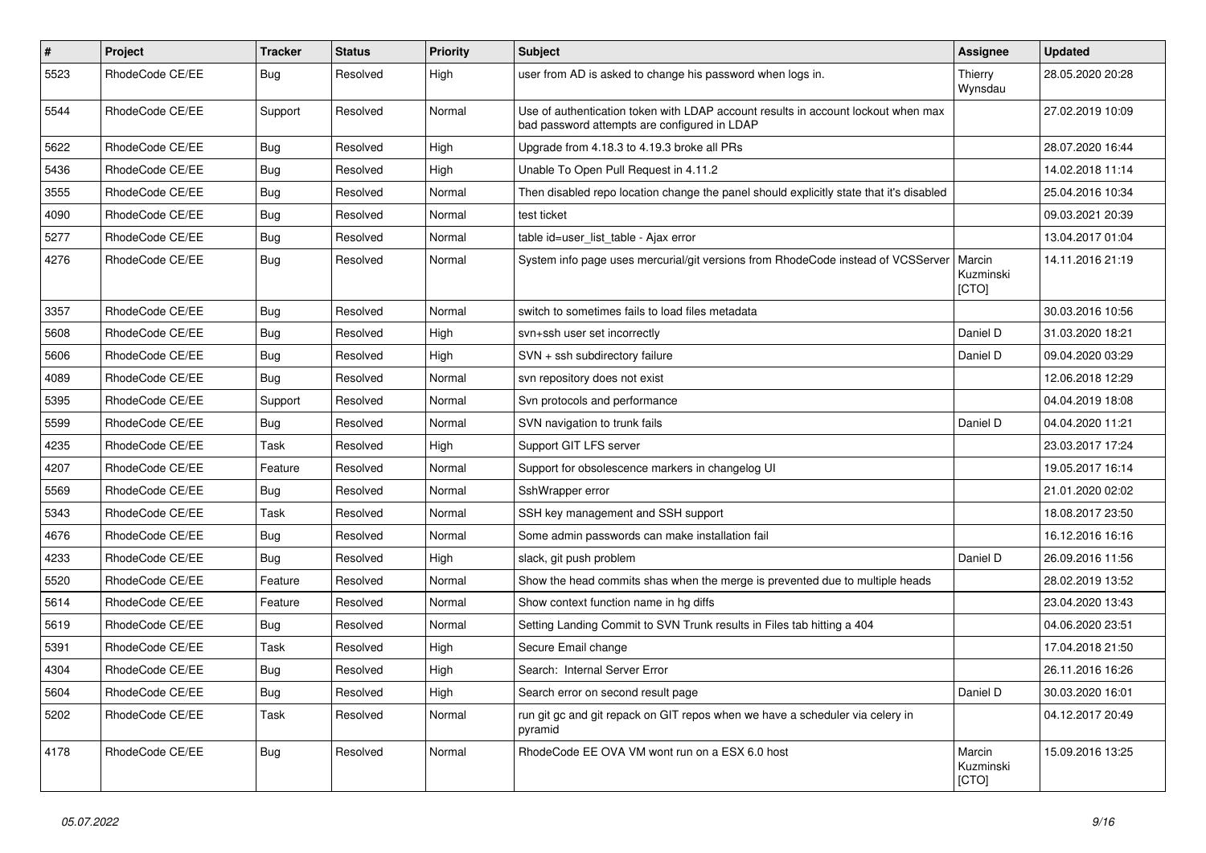| # | Project | Tracker | Status | Priority | Subject | Assignee | Updated |
|---|---|---|---|---|---|---|---|
| 5523 | RhodeCode CE/EE | Bug | Resolved | High | user from AD is asked to change his password when logs in. | Thierry Wynsdau | 28.05.2020 20:28 |
| 5544 | RhodeCode CE/EE | Support | Resolved | Normal | Use of authentication token with LDAP account results in account lockout when max bad password attempts are configured in LDAP | | 27.02.2019 10:09 |
| 5622 | RhodeCode CE/EE | Bug | Resolved | High | Upgrade from 4.18.3 to 4.19.3 broke all PRs | | 28.07.2020 16:44 |
| 5436 | RhodeCode CE/EE | Bug | Resolved | High | Unable To Open Pull Request in 4.11.2 | | 14.02.2018 11:14 |
| 3555 | RhodeCode CE/EE | Bug | Resolved | Normal | Then disabled repo location change the panel should explicitly state that it's disabled | | 25.04.2016 10:34 |
| 4090 | RhodeCode CE/EE | Bug | Resolved | Normal | test ticket | | 09.03.2021 20:39 |
| 5277 | RhodeCode CE/EE | Bug | Resolved | Normal | table id=user_list_table - Ajax error | | 13.04.2017 01:04 |
| 4276 | RhodeCode CE/EE | Bug | Resolved | Normal | System info page uses mercurial/git versions from RhodeCode instead of VCSServer | Marcin Kuzminski [CTO] | 14.11.2016 21:19 |
| 3357 | RhodeCode CE/EE | Bug | Resolved | Normal | switch to sometimes fails to load files metadata | | 30.03.2016 10:56 |
| 5608 | RhodeCode CE/EE | Bug | Resolved | High | svn+ssh user set incorrectly | Daniel D | 31.03.2020 18:21 |
| 5606 | RhodeCode CE/EE | Bug | Resolved | High | SVN + ssh subdirectory failure | Daniel D | 09.04.2020 03:29 |
| 4089 | RhodeCode CE/EE | Bug | Resolved | Normal | svn repository does not exist | | 12.06.2018 12:29 |
| 5395 | RhodeCode CE/EE | Support | Resolved | Normal | Svn protocols and performance | | 04.04.2019 18:08 |
| 5599 | RhodeCode CE/EE | Bug | Resolved | Normal | SVN navigation to trunk fails | Daniel D | 04.04.2020 11:21 |
| 4235 | RhodeCode CE/EE | Task | Resolved | High | Support GIT LFS server | | 23.03.2017 17:24 |
| 4207 | RhodeCode CE/EE | Feature | Resolved | Normal | Support for obsolescence markers in changelog UI | | 19.05.2017 16:14 |
| 5569 | RhodeCode CE/EE | Bug | Resolved | Normal | SshWrapper error | | 21.01.2020 02:02 |
| 5343 | RhodeCode CE/EE | Task | Resolved | Normal | SSH key management and SSH support | | 18.08.2017 23:50 |
| 4676 | RhodeCode CE/EE | Bug | Resolved | Normal | Some admin passwords can make installation fail | | 16.12.2016 16:16 |
| 4233 | RhodeCode CE/EE | Bug | Resolved | High | slack, git push problem | Daniel D | 26.09.2016 11:56 |
| 5520 | RhodeCode CE/EE | Feature | Resolved | Normal | Show the head commits shas when the merge is prevented due to multiple heads | | 28.02.2019 13:52 |
| 5614 | RhodeCode CE/EE | Feature | Resolved | Normal | Show context function name in hg diffs | | 23.04.2020 13:43 |
| 5619 | RhodeCode CE/EE | Bug | Resolved | Normal | Setting Landing Commit to SVN Trunk results in Files tab hitting a 404 | | 04.06.2020 23:51 |
| 5391 | RhodeCode CE/EE | Task | Resolved | High | Secure Email change | | 17.04.2018 21:50 |
| 4304 | RhodeCode CE/EE | Bug | Resolved | High | Search: Internal Server Error | | 26.11.2016 16:26 |
| 5604 | RhodeCode CE/EE | Bug | Resolved | High | Search error on second result page | Daniel D | 30.03.2020 16:01 |
| 5202 | RhodeCode CE/EE | Task | Resolved | Normal | run git gc and git repack on GIT repos when we have a scheduler via celery in pyramid | | 04.12.2017 20:49 |
| 4178 | RhodeCode CE/EE | Bug | Resolved | Normal | RhodeCode EE OVA VM wont run on a ESX 6.0 host | Marcin Kuzminski [CTO] | 15.09.2016 13:25 |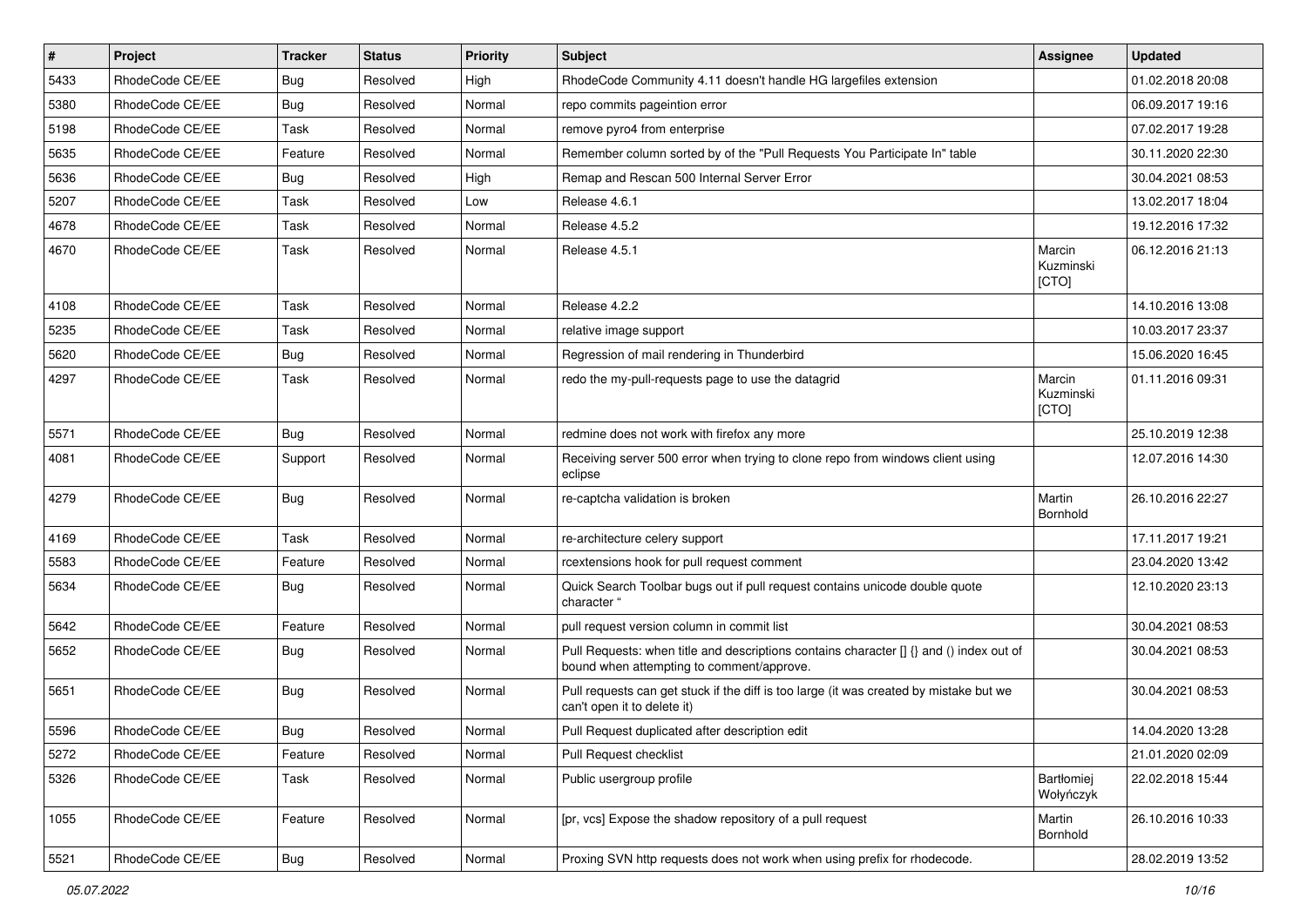| # | Project | Tracker | Status | Priority | Subject | Assignee | Updated |
|---|---|---|---|---|---|---|---|
| 5433 | RhodeCode CE/EE | Bug | Resolved | High | RhodeCode Community 4.11 doesn't handle HG largefiles extension | | 01.02.2018 20:08 |
| 5380 | RhodeCode CE/EE | Bug | Resolved | Normal | repo commits pageintion error | | 06.09.2017 19:16 |
| 5198 | RhodeCode CE/EE | Task | Resolved | Normal | remove pyro4 from enterprise | | 07.02.2017 19:28 |
| 5635 | RhodeCode CE/EE | Feature | Resolved | Normal | Remember column sorted by of the "Pull Requests You Participate In" table | | 30.11.2020 22:30 |
| 5636 | RhodeCode CE/EE | Bug | Resolved | High | Remap and Rescan 500 Internal Server Error | | 30.04.2021 08:53 |
| 5207 | RhodeCode CE/EE | Task | Resolved | Low | Release 4.6.1 | | 13.02.2017 18:04 |
| 4678 | RhodeCode CE/EE | Task | Resolved | Normal | Release 4.5.2 | | 19.12.2016 17:32 |
| 4670 | RhodeCode CE/EE | Task | Resolved | Normal | Release 4.5.1 | Marcin Kuzminski [CTO] | 06.12.2016 21:13 |
| 4108 | RhodeCode CE/EE | Task | Resolved | Normal | Release 4.2.2 | | 14.10.2016 13:08 |
| 5235 | RhodeCode CE/EE | Task | Resolved | Normal | relative image support | | 10.03.2017 23:37 |
| 5620 | RhodeCode CE/EE | Bug | Resolved | Normal | Regression of mail rendering in Thunderbird | | 15.06.2020 16:45 |
| 4297 | RhodeCode CE/EE | Task | Resolved | Normal | redo the my-pull-requests page to use the datagrid | Marcin Kuzminski [CTO] | 01.11.2016 09:31 |
| 5571 | RhodeCode CE/EE | Bug | Resolved | Normal | redmine does not work with firefox any more | | 25.10.2019 12:38 |
| 4081 | RhodeCode CE/EE | Support | Resolved | Normal | Receiving server 500 error when trying to clone repo from windows client using eclipse | | 12.07.2016 14:30 |
| 4279 | RhodeCode CE/EE | Bug | Resolved | Normal | re-captcha validation is broken | Martin Bornhold | 26.10.2016 22:27 |
| 4169 | RhodeCode CE/EE | Task | Resolved | Normal | re-architecture celery support | | 17.11.2017 19:21 |
| 5583 | RhodeCode CE/EE | Feature | Resolved | Normal | rcextensions hook for pull request comment | | 23.04.2020 13:42 |
| 5634 | RhodeCode CE/EE | Bug | Resolved | Normal | Quick Search Toolbar bugs out if pull request contains unicode double quote character " | | 12.10.2020 23:13 |
| 5642 | RhodeCode CE/EE | Feature | Resolved | Normal | pull request version column in commit list | | 30.04.2021 08:53 |
| 5652 | RhodeCode CE/EE | Bug | Resolved | Normal | Pull Requests: when title and descriptions contains character [] {} and () index out of bound when attempting to comment/approve. | | 30.04.2021 08:53 |
| 5651 | RhodeCode CE/EE | Bug | Resolved | Normal | Pull requests can get stuck if the diff is too large (it was created by mistake but we can't open it to delete it) | | 30.04.2021 08:53 |
| 5596 | RhodeCode CE/EE | Bug | Resolved | Normal | Pull Request duplicated after description edit | | 14.04.2020 13:28 |
| 5272 | RhodeCode CE/EE | Feature | Resolved | Normal | Pull Request checklist | | 21.01.2020 02:09 |
| 5326 | RhodeCode CE/EE | Task | Resolved | Normal | Public usergroup profile | Bartłomiej Wołyńczyk | 22.02.2018 15:44 |
| 1055 | RhodeCode CE/EE | Feature | Resolved | Normal | [pr, vcs] Expose the shadow repository of a pull request | Martin Bornhold | 26.10.2016 10:33 |
| 5521 | RhodeCode CE/EE | Bug | Resolved | Normal | Proxing SVN http requests does not work when using prefix for rhodecode. | | 28.02.2019 13:52 |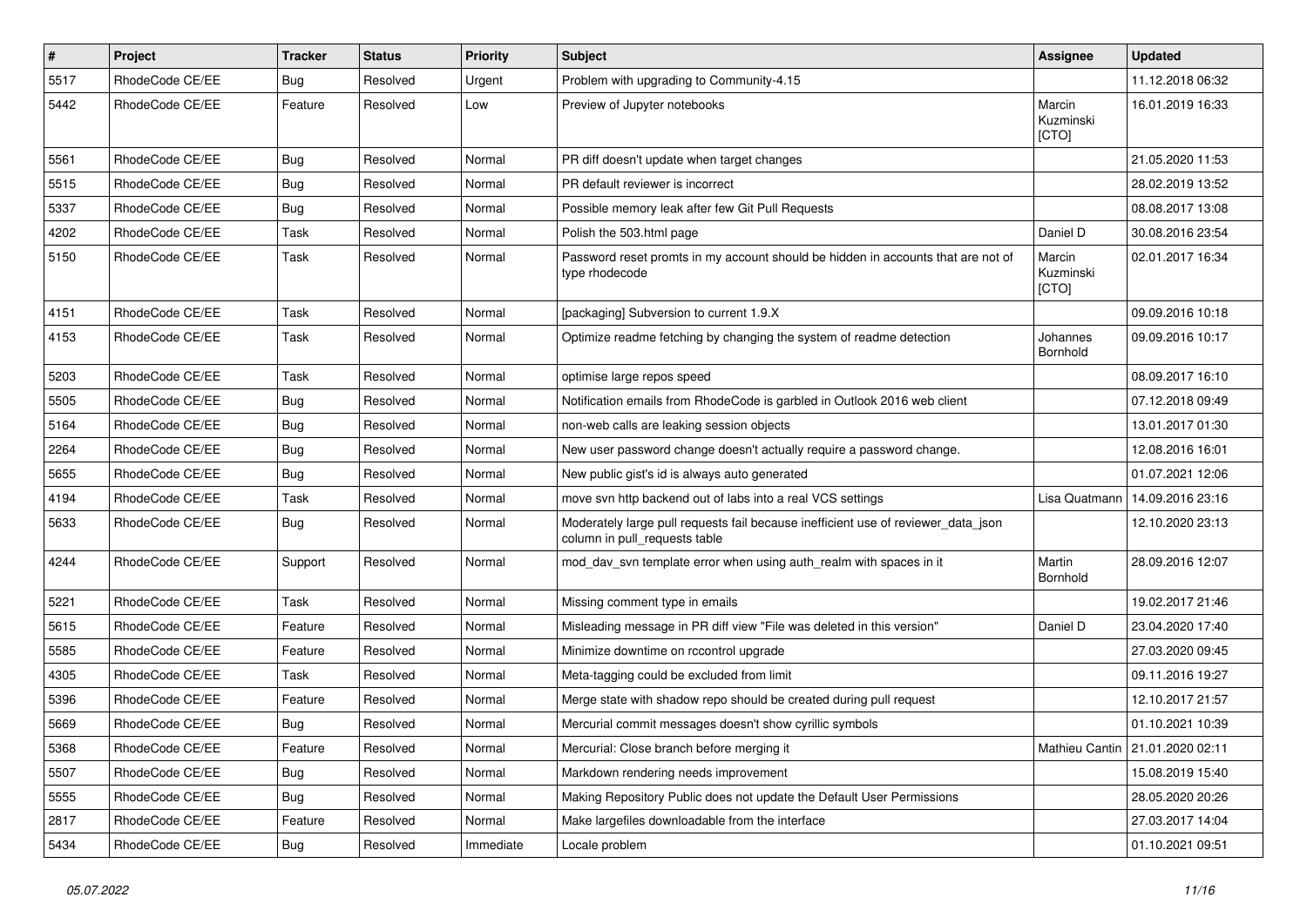| # | Project | Tracker | Status | Priority | Subject | Assignee | Updated |
|---|---|---|---|---|---|---|---|
| 5517 | RhodeCode CE/EE | Bug | Resolved | Urgent | Problem with upgrading to Community-4.15 | | 11.12.2018 06:32 |
| 5442 | RhodeCode CE/EE | Feature | Resolved | Low | Preview of Jupyter notebooks | Marcin Kuzminski [CTO] | 16.01.2019 16:33 |
| 5561 | RhodeCode CE/EE | Bug | Resolved | Normal | PR diff doesn't update when target changes | | 21.05.2020 11:53 |
| 5515 | RhodeCode CE/EE | Bug | Resolved | Normal | PR default reviewer is incorrect | | 28.02.2019 13:52 |
| 5337 | RhodeCode CE/EE | Bug | Resolved | Normal | Possible memory leak after few Git Pull Requests | | 08.08.2017 13:08 |
| 4202 | RhodeCode CE/EE | Task | Resolved | Normal | Polish the 503.html page | Daniel D | 30.08.2016 23:54 |
| 5150 | RhodeCode CE/EE | Task | Resolved | Normal | Password reset promts in my account should be hidden in accounts that are not of type rhodecode | Marcin Kuzminski [CTO] | 02.01.2017 16:34 |
| 4151 | RhodeCode CE/EE | Task | Resolved | Normal | [packaging] Subversion to current 1.9.X | | 09.09.2016 10:18 |
| 4153 | RhodeCode CE/EE | Task | Resolved | Normal | Optimize readme fetching by changing the system of readme detection | Johannes Bornhold | 09.09.2016 10:17 |
| 5203 | RhodeCode CE/EE | Task | Resolved | Normal | optimise large repos speed | | 08.09.2017 16:10 |
| 5505 | RhodeCode CE/EE | Bug | Resolved | Normal | Notification emails from RhodeCode is garbled in Outlook 2016 web client | | 07.12.2018 09:49 |
| 5164 | RhodeCode CE/EE | Bug | Resolved | Normal | non-web calls are leaking session objects | | 13.01.2017 01:30 |
| 2264 | RhodeCode CE/EE | Bug | Resolved | Normal | New user password change doesn't actually require a password change. | | 12.08.2016 16:01 |
| 5655 | RhodeCode CE/EE | Bug | Resolved | Normal | New public gist's id is always auto generated | | 01.07.2021 12:06 |
| 4194 | RhodeCode CE/EE | Task | Resolved | Normal | move svn http backend out of labs into a real VCS settings | Lisa Quatmann | 14.09.2016 23:16 |
| 5633 | RhodeCode CE/EE | Bug | Resolved | Normal | Moderately large pull requests fail because inefficient use of reviewer_data_json column in pull_requests table | | 12.10.2020 23:13 |
| 4244 | RhodeCode CE/EE | Support | Resolved | Normal | mod_dav_svn template error when using auth_realm with spaces in it | Martin Bornhold | 28.09.2016 12:07 |
| 5221 | RhodeCode CE/EE | Task | Resolved | Normal | Missing comment type in emails | | 19.02.2017 21:46 |
| 5615 | RhodeCode CE/EE | Feature | Resolved | Normal | Misleading message in PR diff view "File was deleted in this version" | Daniel D | 23.04.2020 17:40 |
| 5585 | RhodeCode CE/EE | Feature | Resolved | Normal | Minimize downtime on rccontrol upgrade | | 27.03.2020 09:45 |
| 4305 | RhodeCode CE/EE | Task | Resolved | Normal | Meta-tagging could be excluded from limit | | 09.11.2016 19:27 |
| 5396 | RhodeCode CE/EE | Feature | Resolved | Normal | Merge state with shadow repo should be created during pull request | | 12.10.2017 21:57 |
| 5669 | RhodeCode CE/EE | Bug | Resolved | Normal | Mercurial commit messages doesn't show cyrillic symbols | | 01.10.2021 10:39 |
| 5368 | RhodeCode CE/EE | Feature | Resolved | Normal | Mercurial: Close branch before merging it | Mathieu Cantin | 21.01.2020 02:11 |
| 5507 | RhodeCode CE/EE | Bug | Resolved | Normal | Markdown rendering needs improvement | | 15.08.2019 15:40 |
| 5555 | RhodeCode CE/EE | Bug | Resolved | Normal | Making Repository Public does not update the Default User Permissions | | 28.05.2020 20:26 |
| 2817 | RhodeCode CE/EE | Feature | Resolved | Normal | Make largefiles downloadable from the interface | | 27.03.2017 14:04 |
| 5434 | RhodeCode CE/EE | Bug | Resolved | Immediate | Locale problem | | 01.10.2021 09:51 |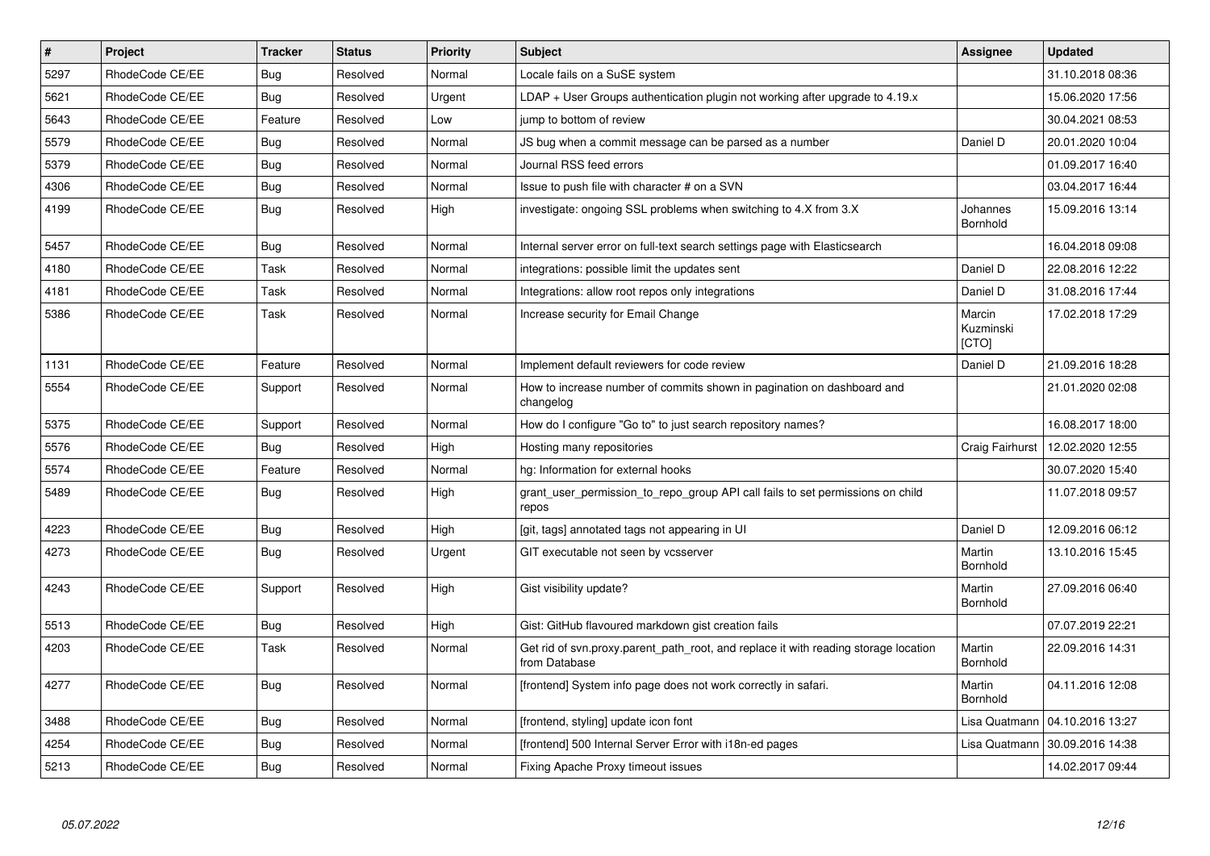| # | Project | Tracker | Status | Priority | Subject | Assignee | Updated |
|---|---|---|---|---|---|---|---|
| 5297 | RhodeCode CE/EE | Bug | Resolved | Normal | Locale fails on a SuSE system | | 31.10.2018 08:36 |
| 5621 | RhodeCode CE/EE | Bug | Resolved | Urgent | LDAP + User Groups authentication plugin not working after upgrade to 4.19.x | | 15.06.2020 17:56 |
| 5643 | RhodeCode CE/EE | Feature | Resolved | Low | jump to bottom of review | | 30.04.2021 08:53 |
| 5579 | RhodeCode CE/EE | Bug | Resolved | Normal | JS bug when a commit message can be parsed as a number | Daniel D | 20.01.2020 10:04 |
| 5379 | RhodeCode CE/EE | Bug | Resolved | Normal | Journal RSS feed errors | | 01.09.2017 16:40 |
| 4306 | RhodeCode CE/EE | Bug | Resolved | Normal | Issue to push file with character # on a SVN | | 03.04.2017 16:44 |
| 4199 | RhodeCode CE/EE | Bug | Resolved | High | investigate: ongoing SSL problems when switching to 4.X from 3.X | Johannes Bornhold | 15.09.2016 13:14 |
| 5457 | RhodeCode CE/EE | Bug | Resolved | Normal | Internal server error on full-text search settings page with Elasticsearch | | 16.04.2018 09:08 |
| 4180 | RhodeCode CE/EE | Task | Resolved | Normal | integrations: possible limit the updates sent | Daniel D | 22.08.2016 12:22 |
| 4181 | RhodeCode CE/EE | Task | Resolved | Normal | Integrations: allow root repos only integrations | Daniel D | 31.08.2016 17:44 |
| 5386 | RhodeCode CE/EE | Task | Resolved | Normal | Increase security for Email Change | Marcin Kuzminski [CTO] | 17.02.2018 17:29 |
| 1131 | RhodeCode CE/EE | Feature | Resolved | Normal | Implement default reviewers for code review | Daniel D | 21.09.2016 18:28 |
| 5554 | RhodeCode CE/EE | Support | Resolved | Normal | How to increase number of commits shown in pagination on dashboard and changelog | | 21.01.2020 02:08 |
| 5375 | RhodeCode CE/EE | Support | Resolved | Normal | How do I configure "Go to" to just search repository names? | | 16.08.2017 18:00 |
| 5576 | RhodeCode CE/EE | Bug | Resolved | High | Hosting many repositories | Craig Fairhurst | 12.02.2020 12:55 |
| 5574 | RhodeCode CE/EE | Feature | Resolved | Normal | hg: Information for external hooks | | 30.07.2020 15:40 |
| 5489 | RhodeCode CE/EE | Bug | Resolved | High | grant_user_permission_to_repo_group API call fails to set permissions on child repos | | 11.07.2018 09:57 |
| 4223 | RhodeCode CE/EE | Bug | Resolved | High | [git, tags] annotated tags not appearing in UI | Daniel D | 12.09.2016 06:12 |
| 4273 | RhodeCode CE/EE | Bug | Resolved | Urgent | GIT executable not seen by vcsserver | Martin Bornhold | 13.10.2016 15:45 |
| 4243 | RhodeCode CE/EE | Support | Resolved | High | Gist visibility update? | Martin Bornhold | 27.09.2016 06:40 |
| 5513 | RhodeCode CE/EE | Bug | Resolved | High | Gist: GitHub flavoured markdown gist creation fails | | 07.07.2019 22:21 |
| 4203 | RhodeCode CE/EE | Task | Resolved | Normal | Get rid of svn.proxy.parent_path_root, and replace it with reading storage location from Database | Martin Bornhold | 22.09.2016 14:31 |
| 4277 | RhodeCode CE/EE | Bug | Resolved | Normal | [frontend] System info page does not work correctly in safari. | Martin Bornhold | 04.11.2016 12:08 |
| 3488 | RhodeCode CE/EE | Bug | Resolved | Normal | [frontend, styling] update icon font | Lisa Quatmann | 04.10.2016 13:27 |
| 4254 | RhodeCode CE/EE | Bug | Resolved | Normal | [frontend] 500 Internal Server Error with i18n-ed pages | Lisa Quatmann | 30.09.2016 14:38 |
| 5213 | RhodeCode CE/EE | Bug | Resolved | Normal | Fixing Apache Proxy timeout issues | | 14.02.2017 09:44 |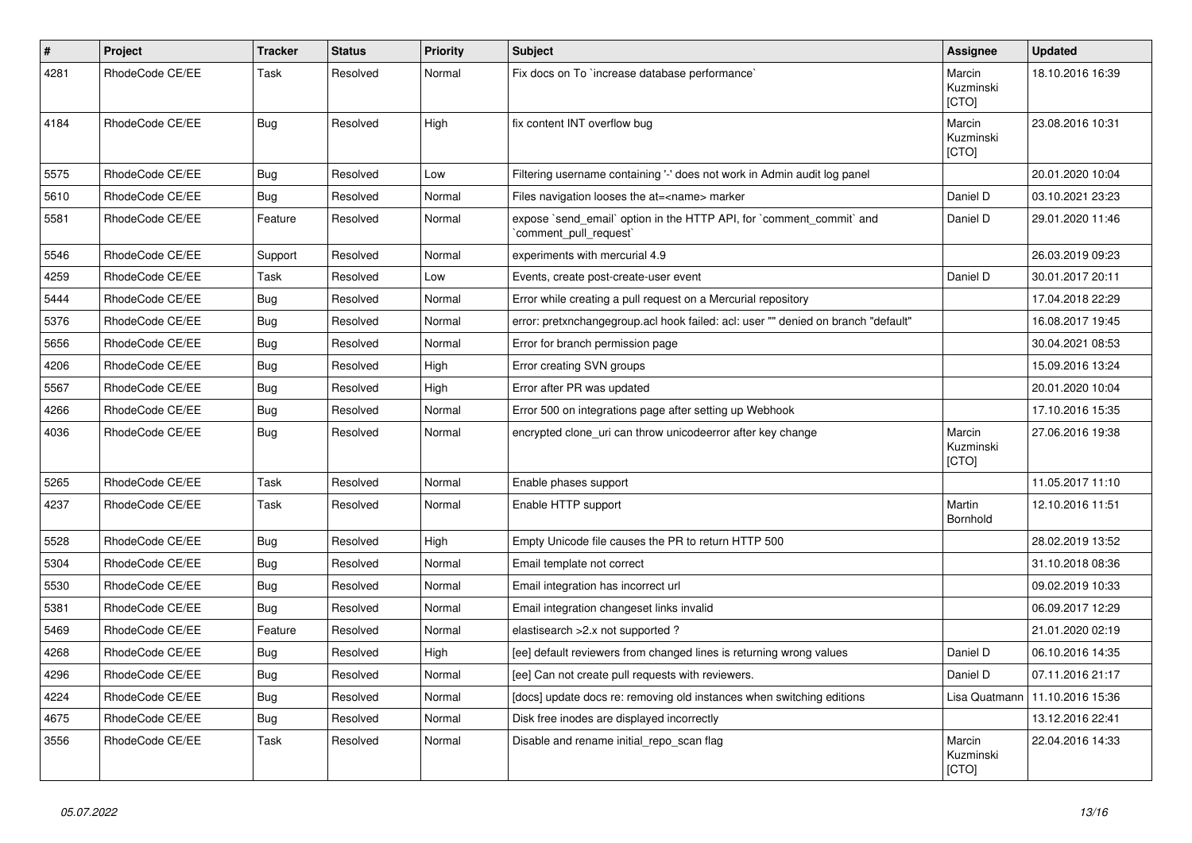| # | Project | Tracker | Status | Priority | Subject | Assignee | Updated |
|---|---|---|---|---|---|---|---|
| 4281 | RhodeCode CE/EE | Task | Resolved | Normal | Fix docs on To `increase database performance` | Marcin Kuzminski [CTO] | 18.10.2016 16:39 |
| 4184 | RhodeCode CE/EE | Bug | Resolved | High | fix content INT overflow bug | Marcin Kuzminski [CTO] | 23.08.2016 10:31 |
| 5575 | RhodeCode CE/EE | Bug | Resolved | Low | Filtering username containing '-' does not work in Admin audit log panel | | 20.01.2020 10:04 |
| 5610 | RhodeCode CE/EE | Bug | Resolved | Normal | Files navigation looses the at=<name> marker | Daniel D | 03.10.2021 23:23 |
| 5581 | RhodeCode CE/EE | Feature | Resolved | Normal | expose `send_email` option in the HTTP API, for `comment_commit` and `comment_pull_request` | Daniel D | 29.01.2020 11:46 |
| 5546 | RhodeCode CE/EE | Support | Resolved | Normal | experiments with mercurial 4.9 | | 26.03.2019 09:23 |
| 4259 | RhodeCode CE/EE | Task | Resolved | Low | Events, create post-create-user event | Daniel D | 30.01.2017 20:11 |
| 5444 | RhodeCode CE/EE | Bug | Resolved | Normal | Error while creating a pull request on a Mercurial repository | | 17.04.2018 22:29 |
| 5376 | RhodeCode CE/EE | Bug | Resolved | Normal | error: pretxnchangegroup.acl hook failed: acl: user "" denied on branch "default" | | 16.08.2017 19:45 |
| 5656 | RhodeCode CE/EE | Bug | Resolved | Normal | Error for branch permission page | | 30.04.2021 08:53 |
| 4206 | RhodeCode CE/EE | Bug | Resolved | High | Error creating SVN groups | | 15.09.2016 13:24 |
| 5567 | RhodeCode CE/EE | Bug | Resolved | High | Error after PR was updated | | 20.01.2020 10:04 |
| 4266 | RhodeCode CE/EE | Bug | Resolved | Normal | Error 500 on integrations page after setting up Webhook | | 17.10.2016 15:35 |
| 4036 | RhodeCode CE/EE | Bug | Resolved | Normal | encrypted clone_uri can throw unicodeerror after key change | Marcin Kuzminski [CTO] | 27.06.2016 19:38 |
| 5265 | RhodeCode CE/EE | Task | Resolved | Normal | Enable phases support | | 11.05.2017 11:10 |
| 4237 | RhodeCode CE/EE | Task | Resolved | Normal | Enable HTTP support | Martin Bornhold | 12.10.2016 11:51 |
| 5528 | RhodeCode CE/EE | Bug | Resolved | High | Empty Unicode file causes the PR to return HTTP 500 | | 28.02.2019 13:52 |
| 5304 | RhodeCode CE/EE | Bug | Resolved | Normal | Email template not correct | | 31.10.2018 08:36 |
| 5530 | RhodeCode CE/EE | Bug | Resolved | Normal | Email integration has incorrect url | | 09.02.2019 10:33 |
| 5381 | RhodeCode CE/EE | Bug | Resolved | Normal | Email integration changeset links invalid | | 06.09.2017 12:29 |
| 5469 | RhodeCode CE/EE | Feature | Resolved | Normal | elastisearch >2.x not supported ? | | 21.01.2020 02:19 |
| 4268 | RhodeCode CE/EE | Bug | Resolved | High | [ee] default reviewers from changed lines is returning wrong values | Daniel D | 06.10.2016 14:35 |
| 4296 | RhodeCode CE/EE | Bug | Resolved | Normal | [ee] Can not create pull requests with reviewers. | Daniel D | 07.11.2016 21:17 |
| 4224 | RhodeCode CE/EE | Bug | Resolved | Normal | [docs] update docs re: removing old instances when switching editions | Lisa Quatmann | 11.10.2016 15:36 |
| 4675 | RhodeCode CE/EE | Bug | Resolved | Normal | Disk free inodes are displayed incorrectly | | 13.12.2016 22:41 |
| 3556 | RhodeCode CE/EE | Task | Resolved | Normal | Disable and rename initial_repo_scan flag | Marcin Kuzminski [CTO] | 22.04.2016 14:33 |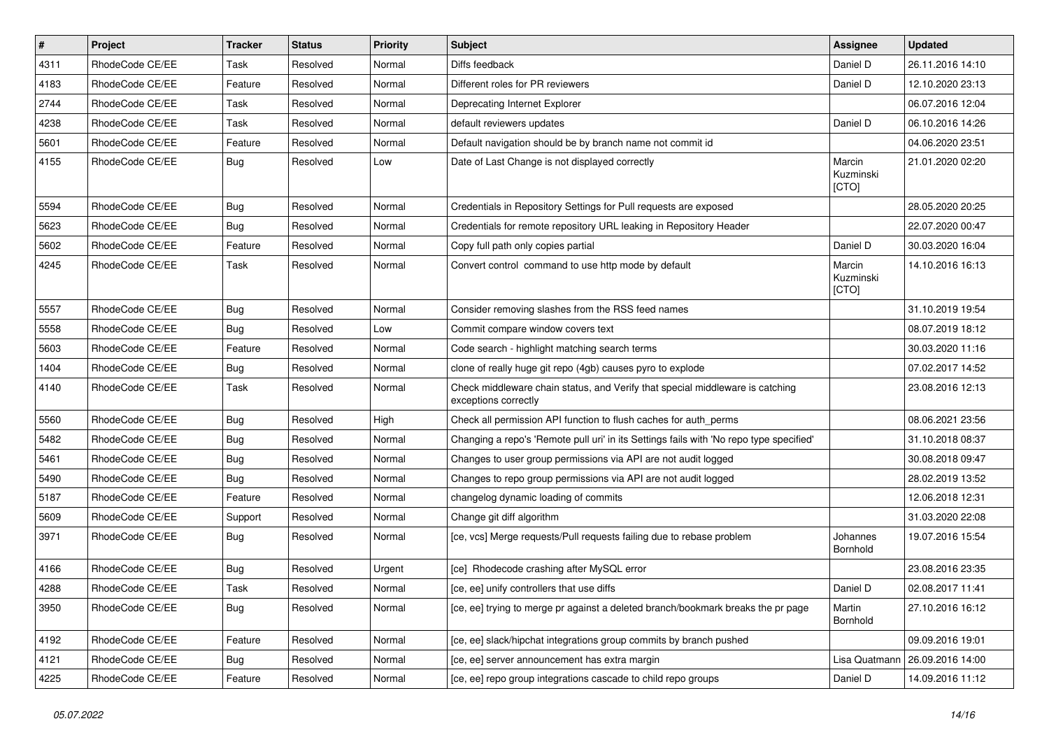| # | Project | Tracker | Status | Priority | Subject | Assignee | Updated |
|---|---|---|---|---|---|---|---|
| 4311 | RhodeCode CE/EE | Task | Resolved | Normal | Diffs feedback | Daniel D | 26.11.2016 14:10 |
| 4183 | RhodeCode CE/EE | Feature | Resolved | Normal | Different roles for PR reviewers | Daniel D | 12.10.2020 23:13 |
| 2744 | RhodeCode CE/EE | Task | Resolved | Normal | Deprecating Internet Explorer | | 06.07.2016 12:04 |
| 4238 | RhodeCode CE/EE | Task | Resolved | Normal | default reviewers updates | Daniel D | 06.10.2016 14:26 |
| 5601 | RhodeCode CE/EE | Feature | Resolved | Normal | Default navigation should be by branch name not commit id | | 04.06.2020 23:51 |
| 4155 | RhodeCode CE/EE | Bug | Resolved | Low | Date of Last Change is not displayed correctly | Marcin Kuzminski [CTO] | 21.01.2020 02:20 |
| 5594 | RhodeCode CE/EE | Bug | Resolved | Normal | Credentials in Repository Settings for Pull requests are exposed | | 28.05.2020 20:25 |
| 5623 | RhodeCode CE/EE | Bug | Resolved | Normal | Credentials for remote repository URL leaking in Repository Header | | 22.07.2020 00:47 |
| 5602 | RhodeCode CE/EE | Feature | Resolved | Normal | Copy full path only copies partial | Daniel D | 30.03.2020 16:04 |
| 4245 | RhodeCode CE/EE | Task | Resolved | Normal | Convert control command to use http mode by default | Marcin Kuzminski [CTO] | 14.10.2016 16:13 |
| 5557 | RhodeCode CE/EE | Bug | Resolved | Normal | Consider removing slashes from the RSS feed names | | 31.10.2019 19:54 |
| 5558 | RhodeCode CE/EE | Bug | Resolved | Low | Commit compare window covers text | | 08.07.2019 18:12 |
| 5603 | RhodeCode CE/EE | Feature | Resolved | Normal | Code search - highlight matching search terms | | 30.03.2020 11:16 |
| 1404 | RhodeCode CE/EE | Bug | Resolved | Normal | clone of really huge git repo (4gb) causes pyro to explode | | 07.02.2017 14:52 |
| 4140 | RhodeCode CE/EE | Task | Resolved | Normal | Check middleware chain status, and Verify that special middleware is catching exceptions correctly | | 23.08.2016 12:13 |
| 5560 | RhodeCode CE/EE | Bug | Resolved | High | Check all permission API function to flush caches for auth_perms | | 08.06.2021 23:56 |
| 5482 | RhodeCode CE/EE | Bug | Resolved | Normal | Changing a repo's 'Remote pull uri' in its Settings fails with 'No repo type specified' | | 31.10.2018 08:37 |
| 5461 | RhodeCode CE/EE | Bug | Resolved | Normal | Changes to user group permissions via API are not audit logged | | 30.08.2018 09:47 |
| 5490 | RhodeCode CE/EE | Bug | Resolved | Normal | Changes to repo group permissions via API are not audit logged | | 28.02.2019 13:52 |
| 5187 | RhodeCode CE/EE | Feature | Resolved | Normal | changelog dynamic loading of commits | | 12.06.2018 12:31 |
| 5609 | RhodeCode CE/EE | Support | Resolved | Normal | Change git diff algorithm | | 31.03.2020 22:08 |
| 3971 | RhodeCode CE/EE | Bug | Resolved | Normal | [ce, vcs] Merge requests/Pull requests failing due to rebase problem | Johannes Bornhold | 19.07.2016 15:54 |
| 4166 | RhodeCode CE/EE | Bug | Resolved | Urgent | [ce] Rhodecode crashing after MySQL error | | 23.08.2016 23:35 |
| 4288 | RhodeCode CE/EE | Task | Resolved | Normal | [ce, ee] unify controllers that use diffs | Daniel D | 02.08.2017 11:41 |
| 3950 | RhodeCode CE/EE | Bug | Resolved | Normal | [ce, ee] trying to merge pr against a deleted branch/bookmark breaks the pr page | Martin Bornhold | 27.10.2016 16:12 |
| 4192 | RhodeCode CE/EE | Feature | Resolved | Normal | [ce, ee] slack/hipchat integrations group commits by branch pushed | | 09.09.2016 19:01 |
| 4121 | RhodeCode CE/EE | Bug | Resolved | Normal | [ce, ee] server announcement has extra margin | Lisa Quatmann | 26.09.2016 14:00 |
| 4225 | RhodeCode CE/EE | Feature | Resolved | Normal | [ce, ee] repo group integrations cascade to child repo groups | Daniel D | 14.09.2016 11:12 |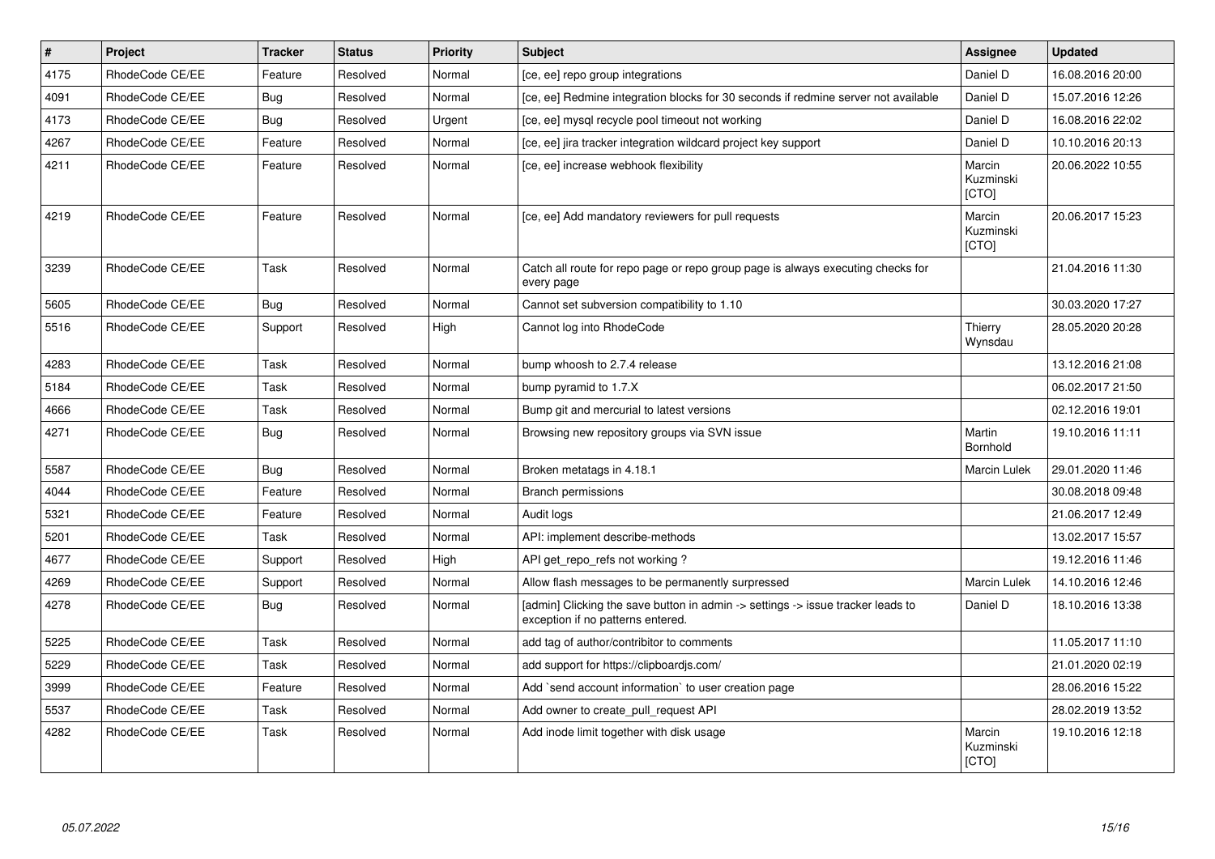| # | Project | Tracker | Status | Priority | Subject | Assignee | Updated |
|---|---|---|---|---|---|---|---|
| 4175 | RhodeCode CE/EE | Feature | Resolved | Normal | [ce, ee] repo group integrations | Daniel D | 16.08.2016 20:00 |
| 4091 | RhodeCode CE/EE | Bug | Resolved | Normal | [ce, ee] Redmine integration blocks for 30 seconds if redmine server not available | Daniel D | 15.07.2016 12:26 |
| 4173 | RhodeCode CE/EE | Bug | Resolved | Urgent | [ce, ee] mysql recycle pool timeout not working | Daniel D | 16.08.2016 22:02 |
| 4267 | RhodeCode CE/EE | Feature | Resolved | Normal | [ce, ee] jira tracker integration wildcard project key support | Daniel D | 10.10.2016 20:13 |
| 4211 | RhodeCode CE/EE | Feature | Resolved | Normal | [ce, ee] increase webhook flexibility | Marcin Kuzminski [CTO] | 20.06.2022 10:55 |
| 4219 | RhodeCode CE/EE | Feature | Resolved | Normal | [ce, ee] Add mandatory reviewers for pull requests | Marcin Kuzminski [CTO] | 20.06.2017 15:23 |
| 3239 | RhodeCode CE/EE | Task | Resolved | Normal | Catch all route for repo page or repo group page is always executing checks for every page | | 21.04.2016 11:30 |
| 5605 | RhodeCode CE/EE | Bug | Resolved | Normal | Cannot set subversion compatibility to 1.10 | | 30.03.2020 17:27 |
| 5516 | RhodeCode CE/EE | Support | Resolved | High | Cannot log into RhodeCode | Thierry Wynsdau | 28.05.2020 20:28 |
| 4283 | RhodeCode CE/EE | Task | Resolved | Normal | bump whoosh to 2.7.4 release | | 13.12.2016 21:08 |
| 5184 | RhodeCode CE/EE | Task | Resolved | Normal | bump pyramid to 1.7.X | | 06.02.2017 21:50 |
| 4666 | RhodeCode CE/EE | Task | Resolved | Normal | Bump git and mercurial to latest versions | | 02.12.2016 19:01 |
| 4271 | RhodeCode CE/EE | Bug | Resolved | Normal | Browsing new repository groups via SVN issue | Martin Bornhold | 19.10.2016 11:11 |
| 5587 | RhodeCode CE/EE | Bug | Resolved | Normal | Broken metatags in 4.18.1 | Marcin Lulek | 29.01.2020 11:46 |
| 4044 | RhodeCode CE/EE | Feature | Resolved | Normal | Branch permissions | | 30.08.2018 09:48 |
| 5321 | RhodeCode CE/EE | Feature | Resolved | Normal | Audit logs | | 21.06.2017 12:49 |
| 5201 | RhodeCode CE/EE | Task | Resolved | Normal | API: implement describe-methods | | 13.02.2017 15:57 |
| 4677 | RhodeCode CE/EE | Support | Resolved | High | API get_repo_refs not working ? | | 19.12.2016 11:46 |
| 4269 | RhodeCode CE/EE | Support | Resolved | Normal | Allow flash messages to be permanently surpressed | Marcin Lulek | 14.10.2016 12:46 |
| 4278 | RhodeCode CE/EE | Bug | Resolved | Normal | [admin] Clicking the save button in admin -> settings -> issue tracker leads to exception if no patterns entered. | Daniel D | 18.10.2016 13:38 |
| 5225 | RhodeCode CE/EE | Task | Resolved | Normal | add tag of author/contribitor to comments | | 11.05.2017 11:10 |
| 5229 | RhodeCode CE/EE | Task | Resolved | Normal | add support for https://clipboardjs.com/ | | 21.01.2020 02:19 |
| 3999 | RhodeCode CE/EE | Feature | Resolved | Normal | Add `send account information` to user creation page | | 28.06.2016 15:22 |
| 5537 | RhodeCode CE/EE | Task | Resolved | Normal | Add owner to create_pull_request API | | 28.02.2019 13:52 |
| 4282 | RhodeCode CE/EE | Task | Resolved | Normal | Add inode limit together with disk usage | Marcin Kuzminski [CTO] | 19.10.2016 12:18 |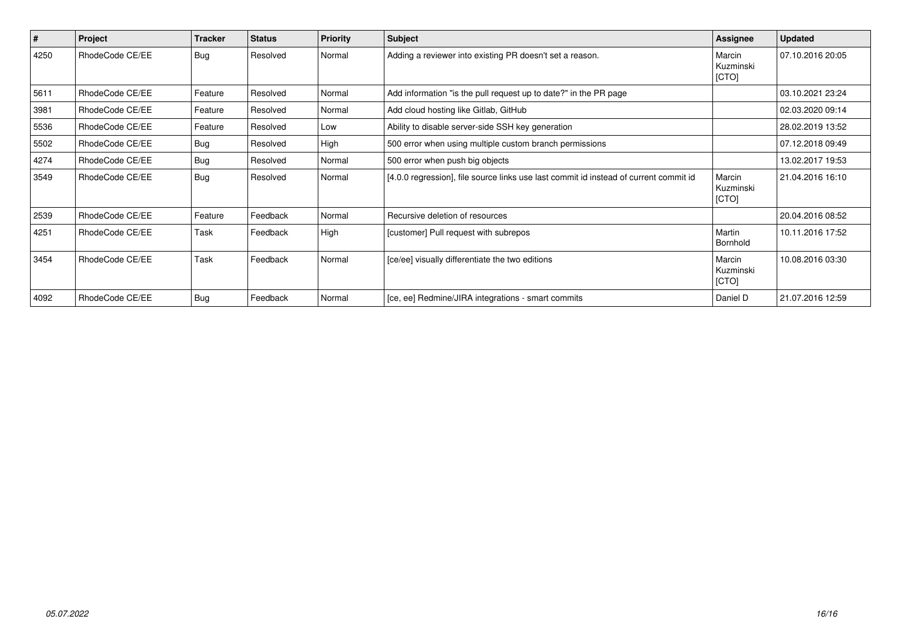| # | Project | Tracker | Status | Priority | Subject | Assignee | Updated |
|---|---|---|---|---|---|---|---|
| 4250 | RhodeCode CE/EE | Bug | Resolved | Normal | Adding a reviewer into existing PR doesn't set a reason. | Marcin Kuzminski [CTO] | 07.10.2016 20:05 |
| 5611 | RhodeCode CE/EE | Feature | Resolved | Normal | Add information "is the pull request up to date?" in the PR page | | 03.10.2021 23:24 |
| 3981 | RhodeCode CE/EE | Feature | Resolved | Normal | Add cloud hosting like Gitlab, GitHub | | 02.03.2020 09:14 |
| 5536 | RhodeCode CE/EE | Feature | Resolved | Low | Ability to disable server-side SSH key generation | | 28.02.2019 13:52 |
| 5502 | RhodeCode CE/EE | Bug | Resolved | High | 500 error when using multiple custom branch permissions | | 07.12.2018 09:49 |
| 4274 | RhodeCode CE/EE | Bug | Resolved | Normal | 500 error when push big objects | | 13.02.2017 19:53 |
| 3549 | RhodeCode CE/EE | Bug | Resolved | Normal | [4.0.0 regression], file source links use last commit id instead of current commit id | Marcin Kuzminski [CTO] | 21.04.2016 16:10 |
| 2539 | RhodeCode CE/EE | Feature | Feedback | Normal | Recursive deletion of resources | | 20.04.2016 08:52 |
| 4251 | RhodeCode CE/EE | Task | Feedback | High | [customer] Pull request with subrepos | Martin Bornhold | 10.11.2016 17:52 |
| 3454 | RhodeCode CE/EE | Task | Feedback | Normal | [ce/ee] visually differentiate the two editions | Marcin Kuzminski [CTO] | 10.08.2016 03:30 |
| 4092 | RhodeCode CE/EE | Bug | Feedback | Normal | [ce, ee] Redmine/JIRA integrations - smart commits | Daniel D | 21.07.2016 12:59 |